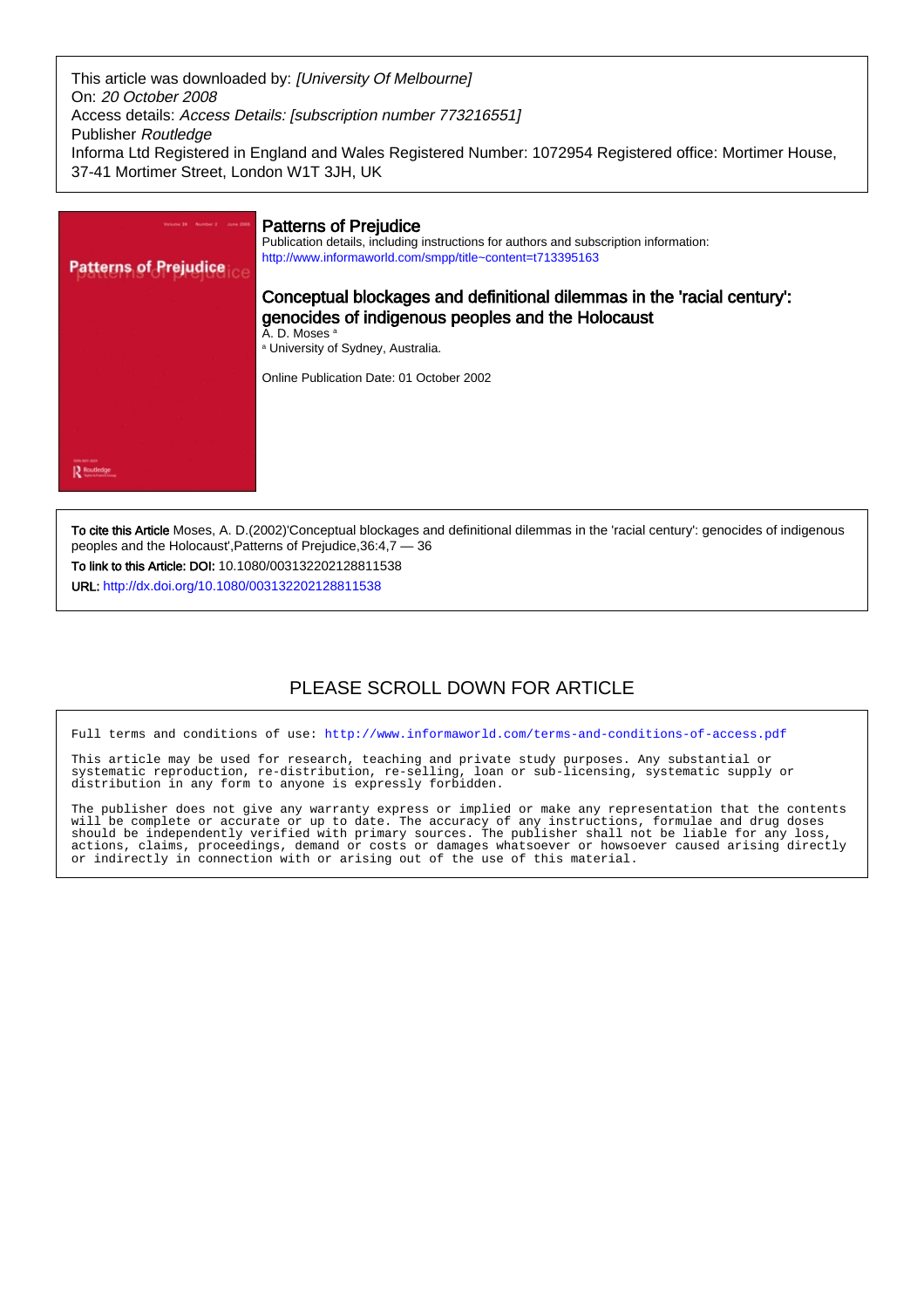This article was downloaded by: *[University Of Melbourne]*
On: *20 October 2008*
Access details: *Access Details: [subscription number 773216551]*
Publisher *Routledge*
Informa Ltd Registered in England and Wales Registered Number: 1072954 Registered office: Mortimer House, 37-41 Mortimer Street, London W1T 3JH, UK

# Patterns of Prejudice

Publication details, including instructions for authors and subscription information:
http://www.informaworld.com/smpp/title~content=t713395163

## Conceptual blockages and definitional dilemmas in the 'racial century': genocides of indigenous peoples and the Holocaust

A. D. Moses [a]

[a] University of Sydney, Australia.

Online Publication Date: 01 October 2002

**To cite this Article** Moses, A. D.(2002)'Conceptual blockages and definitional dilemmas in the 'racial century': genocides of indigenous peoples and the Holocaust',Patterns of Prejudice,36:4,7 — 36

**To link to this Article: DOI:** 10.1080/003132202128811538

**URL:** http://dx.doi.org/10.1080/003132202128811538

PLEASE SCROLL DOWN FOR ARTICLE

Full terms and conditions of use: http://www.informaworld.com/terms-and-conditions-of-access.pdf

This article may be used for research, teaching and private study purposes. Any substantial or systematic reproduction, re-distribution, re-selling, loan or sub-licensing, systematic supply or distribution in any form to anyone is expressly forbidden.

The publisher does not give any warranty express or implied or make any representation that the contents will be complete or accurate or up to date. The accuracy of any instructions, formulae and drug doses should be independently verified with primary sources. The publisher shall not be liable for any loss, actions, claims, proceedings, demand or costs or damages whatsoever or howsoever caused arising directly or indirectly in connection with or arising out of the use of this material.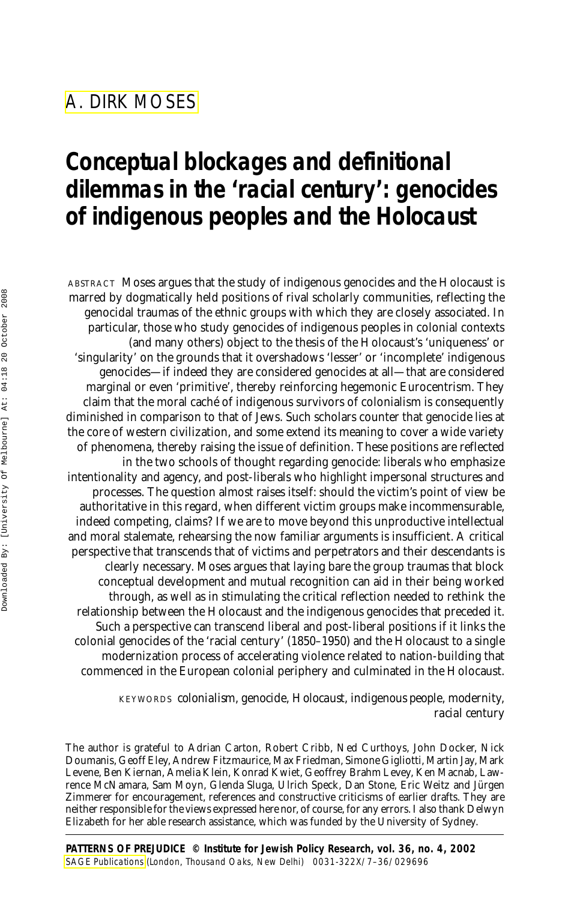A. DIRK MOSES

# Conceptual blockages and definitional dilemmas in the 'racial century': genocides of indigenous peoples and the Holocaust

ABSTRACT Moses argues that the study of indigenous genocides and the Holocaust is marred by dogmatically held positions of rival scholarly communities, reflecting the genocidal traumas of the ethnic groups with which they are closely associated. In particular, those who study genocides of indigenous peoples in colonial contexts (and many others) object to the thesis of the Holocaust's 'uniqueness' or 'singularity' on the grounds that it overshadows 'lesser' or 'incomplete' indigenous genocides—if indeed they are considered genocides at all—that are considered marginal or even 'primitive', thereby reinforcing hegemonic Eurocentrism. They claim that the moral caché of indigenous survivors of colonialism is consequently diminished in comparison to that of Jews. Such scholars counter that genocide lies at the core of western civilization, and some extend its meaning to cover a wide variety of phenomena, thereby raising the issue of definition. These positions are reflected in the two schools of thought regarding genocide: liberals who emphasize intentionality and agency, and post-liberals who highlight impersonal structures and processes. The question almost raises itself: should the victim's point of view be authoritative in this regard, when different victim groups make incommensurable, indeed competing, claims? If we are to move beyond this unproductive intellectual and moral stalemate, rehearsing the now familiar arguments is insufficient. A critical perspective that transcends that of victims and perpetrators and their descendants is clearly necessary. Moses argues that laying bare the group traumas that block conceptual development and mutual recognition can aid in their being worked through, as well as in stimulating the critical reflection needed to rethink the relationship between the Holocaust and the indigenous genocides that preceded it. Such a perspective can transcend liberal and post-liberal positions if it links the colonial genocides of the 'racial century' (1850–1950) and the Holocaust to a single modernization process of accelerating violence related to nation-building that commenced in the European colonial periphery and culminated in the Holocaust.

KEYWORDS colonialism, genocide, Holocaust, indigenous people, modernity, racial century

The author is grateful to Adrian Carton, Robert Cribb, Ned Curthoys, John Docker, Nick Doumanis, Geoff Eley, Andrew Fitzmaurice, Max Friedman, Simone Gigliotti, Martin Jay, Mark Levene, Ben Kiernan, Amelia Klein, Konrad Kwiet, Geoffrey Brahm Levey, Ken Macnab, Lawrence McNamara, Sam Moyn, Glenda Sluga, Ulrich Speck, Dan Stone, Eric Weitz and Jürgen Zimmerer for encouragement, references and constructive criticisms of earlier drafts. They are neither responsible for the views expressed here nor, of course, for any errors. I also thank Delwyn Elizabeth for her able research assistance, which was funded by the University of Sydney.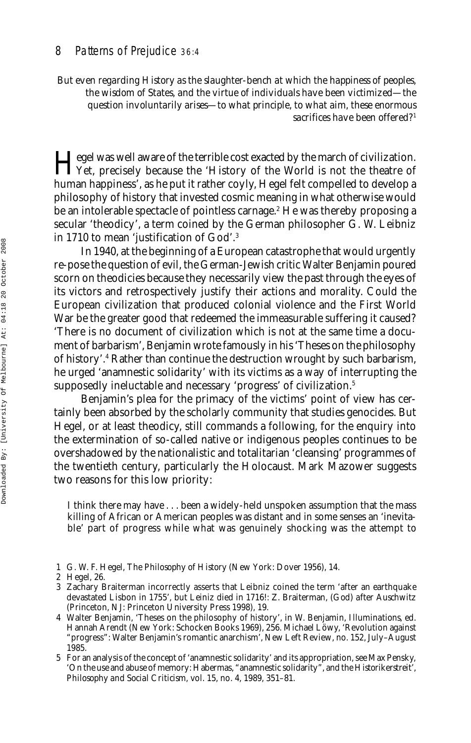> But even regarding History as the slaughter-bench at which the happiness of peoples, the wisdom of States, and the virtue of individuals have been victimized—the question involuntarily arises—to what principle, to what aim, these enormous sacrifices have been offered?[1]

Hegel was well aware of the terrible cost exacted by the march of civilization. Yet, precisely because the 'History of the World is not the theatre of human happiness', as he put it rather coyly, Hegel felt compelled to develop a philosophy of history that invested cosmic meaning in what otherwise would be an intolerable spectacle of pointless carnage.[2] He was thereby proposing a secular 'theodicy', a term coined by the German philosopher G. W. Leibniz in 1710 to mean 'justification of God'.[3]

In 1940, at the beginning of a European catastrophe that would urgently re-pose the question of evil, the German-Jewish critic Walter Benjamin poured scorn on theodicies because they necessarily view the past through the eyes of its victors and retrospectively justify their actions and morality. Could the European civilization that produced colonial violence and the First World War be the greater good that redeemed the immeasurable suffering it caused? 'There is no document of civilization which is not at the same time a document of barbarism', Benjamin wrote famously in his 'Theses on the philosophy of history'.[4] Rather than continue the destruction wrought by such barbarism, he urged 'anamnestic solidarity' with its victims as a way of interrupting the supposedly ineluctable and necessary 'progress' of civilization.[5]

Benjamin's plea for the primacy of the victims' point of view has certainly been absorbed by the scholarly community that studies genocides. But Hegel, or at least theodicy, still commands a following, for the enquiry into the extermination of so-called native or indigenous peoples continues to be overshadowed by the nationalistic and totalitarian 'cleansing' programmes of the twentieth century, particularly the Holocaust. Mark Mazower suggests two reasons for this low priority:

> I think there may have . . . been a widely-held unspoken assumption that the mass killing of African or American peoples was distant and in some senses an 'inevitable' part of progress while what was genuinely shocking was the attempt to

---

1 G. W. F. Hegel, *The Philosophy of History* (New York: Dover 1956), 14.

2 Hegel, 26.

3 Zachary Braiterman incorrectly asserts that Leibniz coined the term 'after an earthquake devastated Lisbon in 1755', but Leiniz died in 1716!: Z. Braiterman, *(God) after Auschwitz* (Princeton, NJ: Princeton University Press 1998), 19.

4 Walter Benjamin, 'Theses on the philosophy of history', in W. Benjamin, *Illuminations*, ed. Hannah Arendt (New York: Schocken Books 1969), 256. Michael Löwy, 'Revolution against "progress": Walter Benjamin's romantic anarchism', *New Left Review*, no. 152, July–August 1985.

5 For an analysis of the concept of 'anamnestic solidarity' and its appropriation, see Max Pensky, 'On the use and abuse of memory: Habermas, "anamnestic solidarity", and the Historikerstreit', *Philosophy and Social Criticism*, vol. 15, no. 4, 1989, 351–81.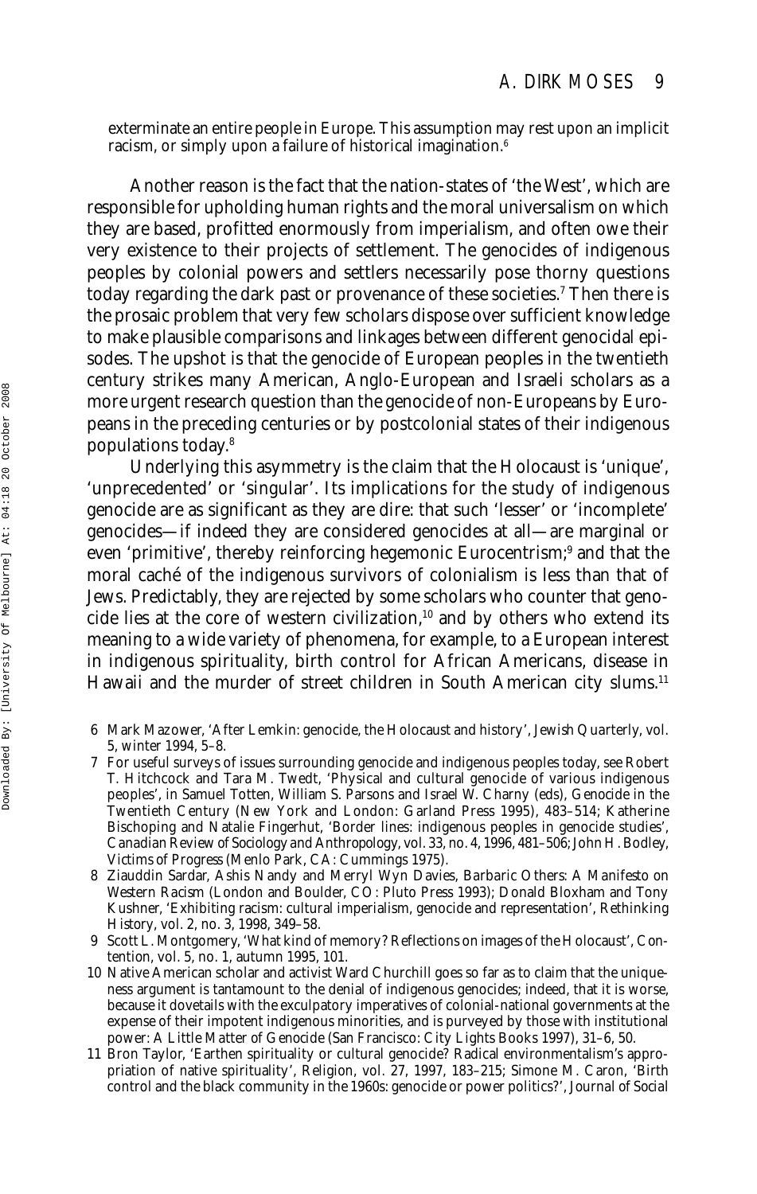exterminate an entire people in Europe. This assumption may rest upon an implicit racism, or simply upon a failure of historical imagination.[6]

Another reason is the fact that the nation-states of 'the West', which are responsible for upholding human rights and the moral universalism on which they are based, profitted enormously from imperialism, and often owe their very existence to their projects of settlement. The genocides of indigenous peoples by colonial powers and settlers necessarily pose thorny questions today regarding the dark past or provenance of these societies.[7] Then there is the prosaic problem that very few scholars dispose over sufficient knowledge to make plausible comparisons and linkages between different genocidal episodes. The upshot is that the genocide of European peoples in the twentieth century strikes many American, Anglo-European and Israeli scholars as a more urgent research question than the genocide of non-Europeans by Europeans in the preceding centuries or by postcolonial states of their indigenous populations today.[8]

Underlying this asymmetry is the claim that the Holocaust is 'unique', 'unprecedented' or 'singular'. Its implications for the study of indigenous genocide are as significant as they are dire: that such 'lesser' or 'incomplete' genocides—if indeed they are considered genocides at all—are marginal or even 'primitive', thereby reinforcing hegemonic Eurocentrism;[9] and that the moral caché of the indigenous survivors of colonialism is less than that of Jews. Predictably, they are rejected by some scholars who counter that genocide lies at the core of western civilization,[10] and by others who extend its meaning to a wide variety of phenomena, for example, to a European interest in indigenous spirituality, birth control for African Americans, disease in Hawaii and the murder of street children in South American city slums.[11]

6 Mark Mazower, 'After Lemkin: genocide, the Holocaust and history', *Jewish Quarterly*, vol. 5, winter 1994, 5–8.

7 For useful surveys of issues surrounding genocide and indigenous peoples today, see Robert T. Hitchcock and Tara M. Twedt, 'Physical and cultural genocide of various indigenous peoples', in Samuel Totten, William S. Parsons and Israel W. Charny (eds), *Genocide in the Twentieth Century* (New York and London: Garland Press 1995), 483–514; Katherine Bischoping and Natalie Fingerhut, 'Border lines: indigenous peoples in genocide studies', *Canadian Review of Sociology and Anthropology*, vol. 33, no. 4, 1996, 481–506; John H. Bodley, *Victims of Progress* (Menlo Park, CA: Cummings 1975).

8 Ziauddin Sardar, Ashis Nandy and Merryl Wyn Davies, *Barbaric Others: A Manifesto on Western Racism* (London and Boulder, CO: Pluto Press 1993); Donald Bloxham and Tony Kushner, 'Exhibiting racism: cultural imperialism, genocide and representation', *Rethinking History*, vol. 2, no. 3, 1998, 349–58.

9 Scott L. Montgomery, 'What kind of memory? Reflections on images of the Holocaust', *Contention*, vol. 5, no. 1, autumn 1995, 101.

10 Native American scholar and activist Ward Churchill goes so far as to claim that the uniqueness argument is tantamount to the denial of indigenous genocides; indeed, that it is worse, because it dovetails with the exculpatory imperatives of colonial-national governments at the expense of their impotent indigenous minorities, and is purveyed by those with institutional power: *A Little Matter of Genocide* (San Francisco: City Lights Books 1997), 31–6, 50.

11 Bron Taylor, 'Earthen spirituality or cultural genocide? Radical environmentalism's appropriation of native spirituality', *Religion*, vol. 27, 1997, 183–215; Simone M. Caron, 'Birth control and the black community in the 1960s: genocide or power politics?', *Journal of Social*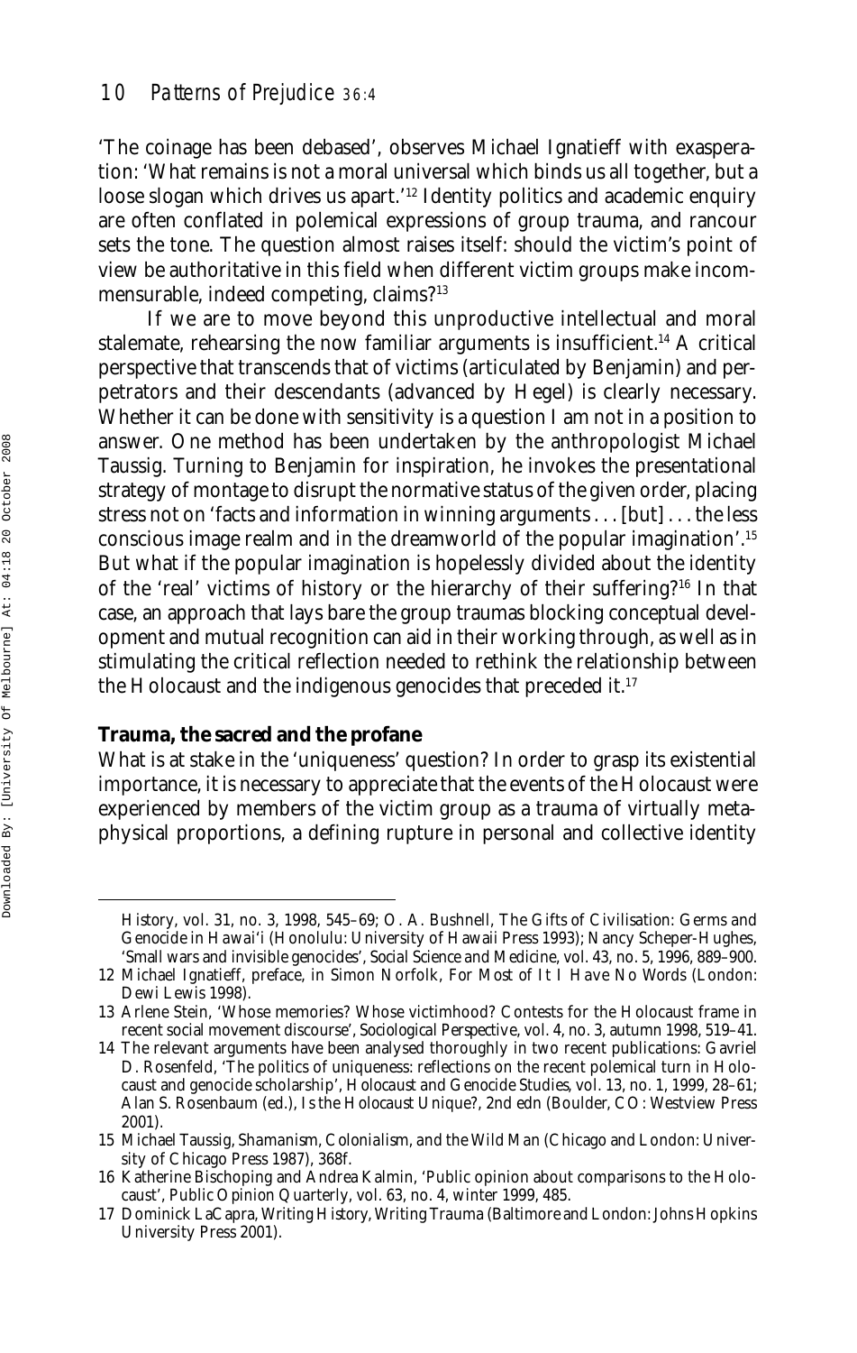'The coinage has been debased', observes Michael Ignatieff with exasperation: 'What remains is not a moral universal which binds us all together, but a loose slogan which drives us apart.'[12] Identity politics and academic enquiry are often conflated in polemical expressions of group trauma, and rancour sets the tone. The question almost raises itself: should the victim's point of view be authoritative in this field when different victim groups make incommensurable, indeed competing, claims?[13]

If we are to move beyond this unproductive intellectual and moral stalemate, rehearsing the now familiar arguments is insufficient.[14] A critical perspective that transcends that of victims (articulated by Benjamin) and perpetrators and their descendants (advanced by Hegel) is clearly necessary. Whether it can be done with sensitivity is a question I am not in a position to answer. One method has been undertaken by the anthropologist Michael Taussig. Turning to Benjamin for inspiration, he invokes the presentational strategy of montage to disrupt the normative status of the given order, placing stress not on 'facts and information in winning arguments . . . [but] . . . the less conscious image realm and in the dreamworld of the popular imagination'.[15] But what if the popular imagination is hopelessly divided about the identity of the 'real' victims of history or the hierarchy of their suffering?[16] In that case, an approach that lays bare the group traumas blocking conceptual development and mutual recognition can aid in their working through, as well as in stimulating the critical reflection needed to rethink the relationship between the Holocaust and the indigenous genocides that preceded it.[17]

## Trauma, the sacred and the profane

What is at stake in the 'uniqueness' question? In order to grasp its existential importance, it is necessary to appreciate that the events of the Holocaust were experienced by members of the victim group as a trauma of virtually metaphysical proportions, a defining rupture in personal and collective identity

---

*History*, vol. 31, no. 3, 1998, 545–69; O. A. Bushnell, *The Gifts of Civilisation: Germs and Genocide in Hawai'i* (Honolulu: University of Hawaii Press 1993); Nancy Scheper-Hughes, 'Small wars and invisible genocides', *Social Science and Medicine*, vol. 43, no. 5, 1996, 889–900.

12 Michael Ignatieff, preface, in Simon Norfolk, *For Most of It I Have No Words* (London: Dewi Lewis 1998).

13 Arlene Stein, 'Whose memories? Whose victimhood? Contests for the Holocaust frame in recent social movement discourse', *Sociological Perspective*, vol. 4, no. 3, autumn 1998, 519–41.

14 The relevant arguments have been analysed thoroughly in two recent publications: Gavriel D. Rosenfeld, 'The politics of uniqueness: reflections on the recent polemical turn in Holocaust and genocide scholarship', *Holocaust and Genocide Studies*, vol. 13, no. 1, 1999, 28–61; Alan S. Rosenbaum (ed.), *Is the Holocaust Unique?*, 2nd edn (Boulder, CO: Westview Press 2001).

15 Michael Taussig, *Shamanism, Colonialism, and the Wild Man* (Chicago and London: University of Chicago Press 1987), 368f.

16 Katherine Bischoping and Andrea Kalmin, 'Public opinion about comparisons to the Holocaust', *Public Opinion Quarterly*, vol. 63, no. 4, winter 1999, 485.

17 Dominick LaCapra, *Writing History, Writing Trauma* (Baltimore and London: Johns Hopkins University Press 2001).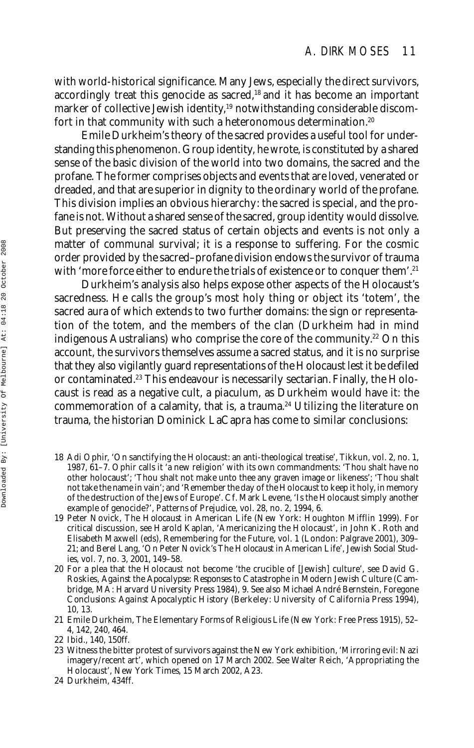with world-historical significance. Many Jews, especially the direct survivors, accordingly treat this genocide as sacred,[18] and it has become an important marker of collective Jewish identity,[19] notwithstanding considerable discomfort in that community with such a heteronomous determination.[20]

Emile Durkheim's theory of the sacred provides a useful tool for understanding this phenomenon. Group identity, he wrote, is constituted by a shared sense of the basic division of the world into two domains, the sacred and the profane. The former comprises objects and events that are loved, venerated or dreaded, and that are superior in dignity to the ordinary world of the profane. This division implies an obvious hierarchy: the sacred is special, and the profane is not. Without a shared sense of the sacred, group identity would dissolve. But preserving the sacred status of certain objects and events is not only a matter of communal survival; it is a response to suffering. For the cosmic order provided by the sacred–profane division endows the survivor of trauma with 'more force either to endure the trials of existence or to conquer them'.[21]

Durkheim's analysis also helps expose other aspects of the Holocaust's sacredness. He calls the group's most holy thing or object its 'totem', the sacred aura of which extends to two further domains: the sign or representation of the totem, and the members of the clan (Durkheim had in mind indigenous Australians) who comprise the core of the community.[22] On this account, the survivors themselves assume a sacred status, and it is no surprise that they also vigilantly guard representations of the Holocaust lest it be defiled or contaminated.[23] This endeavour is necessarily sectarian. Finally, the Holocaust is read as a negative cult, a piaculum, as Durkheim would have it: the commemoration of a calamity, that is, a trauma.[24] Utilizing the literature on trauma, the historian Dominick LaCapra has come to similar conclusions:

18 Adi Ophir, 'On sanctifying the Holocaust: an anti-theological treatise', *Tikkun*, vol. 2, no. 1, 1987, 61–7. Ophir calls it 'a new religion' with its own commandments: 'Thou shalt have no other holocaust'; 'Thou shalt not make unto thee any graven image or likeness'; 'Thou shalt not take the name in vain'; and 'Remember the day of the Holocaust to keep it holy, in memory of the destruction of the Jews of Europe'. Cf. Mark Levene, 'Is the Holocaust simply another example of genocide?', *Patterns of Prejudice*, vol. 28, no. 2, 1994, 6.

19 Peter Novick, *The Holocaust in American Life* (New York: Houghton Mifflin 1999). For critical discussion, see Harold Kaplan, 'Americanizing the Holocaust', in John K. Roth and Elisabeth Maxwell (eds), *Remembering for the Future*, vol. 1 (London: Palgrave 2001), 309–21; and Berel Lang, 'On Peter Novick's *The Holocaust in American Life*', *Jewish Social Studies*, vol. 7, no. 3, 2001, 149–58.

20 For a plea that the Holocaust not become 'the crucible of [Jewish] culture', see David G. Roskies, *Against the Apocalypse: Responses to Catastrophe in Modern Jewish Culture* (Cambridge, MA: Harvard University Press 1984), 9. See also Michael André Bernstein, *Foregone Conclusions: Against Apocalyptic History* (Berkeley: University of California Press 1994), 10, 13.

21 Emile Durkheim, *The Elementary Forms of Religious Life* (New York: Free Press 1915), 52–4, 142, 240, 464.

22 Ibid., 140, 150ff.

23 Witness the bitter protest of survivors against the New York exhibition, 'Mirroring evil: Nazi imagery/recent art', which opened on 17 March 2002. See Walter Reich, 'Appropriating the Holocaust', *New York Times*, 15 March 2002, A23.

24 Durkheim, 434ff.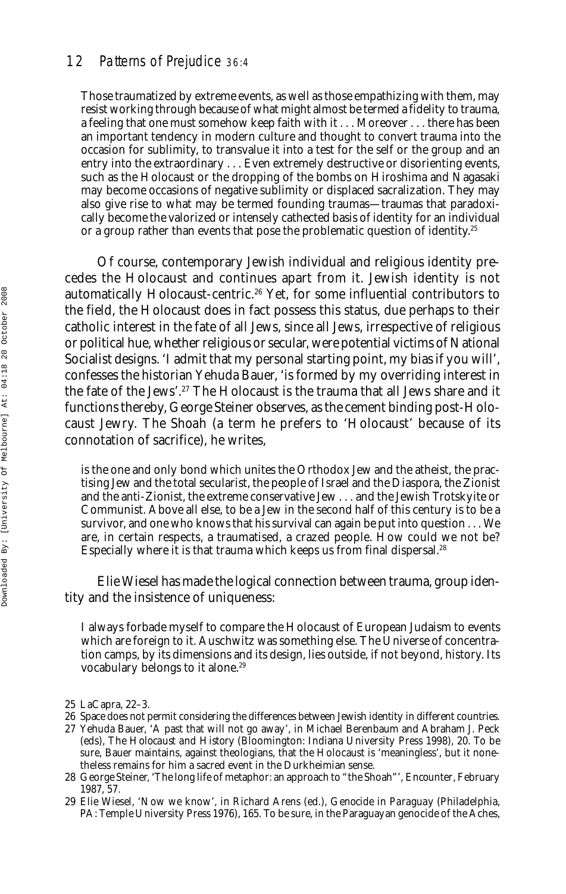> Those traumatized by extreme events, as well as those empathizing with them, may resist working through because of what might almost be termed a fidelity to trauma, a feeling that one must somehow keep faith with it . . . Moreover . . . there has been an important tendency in modern culture and thought to convert trauma into the occasion for sublimity, to transvalue it into a test for the self or the group and an entry into the extraordinary . . . Even extremely destructive or disorienting events, such as the Holocaust or the dropping of the bombs on Hiroshima and Nagasaki may become occasions of negative sublimity or displaced sacralization. They may also give rise to what may be termed founding traumas—traumas that paradoxically become the valorized or intensely cathected basis of identity for an individual or a group rather than events that pose the problematic question of identity.[25]

Of course, contemporary Jewish individual and religious identity precedes the Holocaust and continues apart from it. Jewish identity is not automatically Holocaust-centric.[26] Yet, for some influential contributors to the field, the Holocaust does in fact possess this status, due perhaps to their catholic interest in the fate of all Jews, since all Jews, irrespective of religious or political hue, whether religious or secular, were potential victims of National Socialist designs. 'I admit that my personal starting point, my bias if you will', confesses the historian Yehuda Bauer, 'is formed by my overriding interest in the fate of the Jews'.[27] The Holocaust is the trauma that all Jews share and it functions thereby, George Steiner observes, as the cement binding post-Holocaust Jewry. The Shoah (a term he prefers to 'Holocaust' because of its connotation of sacrifice), he writes,

> is the one and only bond which unites the Orthodox Jew and the atheist, the practising Jew and the total secularist, the people of Israel and the Diaspora, the Zionist and the anti-Zionist, the extreme conservative Jew . . . and the Jewish Trotskyite or Communist. Above all else, to be a Jew in the second half of this century is to be a survivor, and one who knows that his survival can again be put into question . . . We are, in certain respects, a traumatised, a crazed people. How could we not be? Especially where it is that trauma which keeps us from final dispersal.[28]

Elie Wiesel has made the logical connection between trauma, group identity and the insistence of uniqueness:

> I always forbade myself to compare the Holocaust of European Judaism to events which are foreign to it. Auschwitz was something else. The Universe of concentration camps, by its dimensions and its design, lies outside, if not beyond, history. Its vocabulary belongs to it alone.[29]

25 LaCapra, 22–3.

26 Space does not permit considering the differences between Jewish identity in different countries.

27 Yehuda Bauer, 'A past that will not go away', in Michael Berenbaum and Abraham J. Peck (eds), *The Holocaust and History* (Bloomington: Indiana University Press 1998), 20. To be sure, Bauer maintains, against theologians, that the Holocaust is 'meaningless', but it nonetheless remains for him a sacred event in the Durkheimian sense.

28 George Steiner, 'The long life of metaphor: an approach to "the Shoah"', *Encounter*, February 1987, 57.

29 Elie Wiesel, 'Now we know', in Richard Arens (ed.), *Genocide in Paraguay* (Philadelphia, PA: Temple University Press 1976), 165. To be sure, in the Paraguayan genocide of the Aches,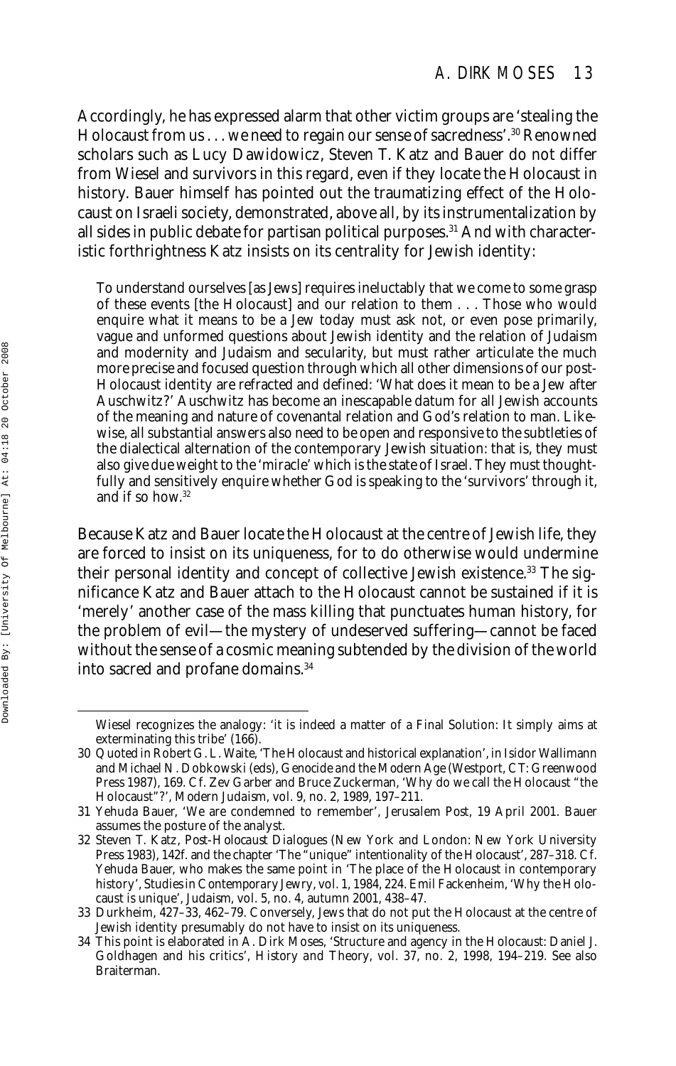Accordingly, he has expressed alarm that other victim groups are 'stealing the Holocaust from us . . . we need to regain our sense of sacredness'.[30] Renowned scholars such as Lucy Dawidowicz, Steven T. Katz and Bauer do not differ from Wiesel and survivors in this regard, even if they locate the Holocaust in history. Bauer himself has pointed out the traumatizing effect of the Holocaust on Israeli society, demonstrated, above all, by its instrumentalization by all sides in public debate for partisan political purposes.[31] And with characteristic forthrightness Katz insists on its centrality for Jewish identity:

> To understand ourselves [as Jews] requires ineluctably that we come to some grasp of these events [the Holocaust] and our relation to them . . . Those who would enquire what it means to be a Jew today must ask not, or even pose primarily, vague and unformed questions about Jewish identity and the relation of Judaism and modernity and Judaism and secularity, but must rather articulate the much more precise and focused question through which all other dimensions of our post-Holocaust identity are refracted and defined: 'What does it mean to be a Jew after Auschwitz?' Auschwitz has become an inescapable datum for all Jewish accounts of the meaning and nature of covenantal relation and God's relation to man. Likewise, all substantial answers also need to be open and responsive to the subtleties of the dialectical alternation of the contemporary Jewish situation: that is, they must also give due weight to the 'miracle' which is the state of Israel. They must thoughtfully and sensitively enquire whether God is speaking to the 'survivors' through it, and if so how.[32]

Because Katz and Bauer locate the Holocaust at the centre of Jewish life, they are forced to insist on its uniqueness, for to do otherwise would undermine their personal identity and concept of collective Jewish existence.[33] The significance Katz and Bauer attach to the Holocaust cannot be sustained if it is 'merely' another case of the mass killing that punctuates human history, for the problem of evil—the mystery of undeserved suffering—cannot be faced without the sense of a cosmic meaning subtended by the division of the world into sacred and profane domains.[34]

---

Wiesel recognizes the analogy: 'it is indeed a matter of a Final Solution: It simply aims at exterminating this tribe' (166).

30 Quoted in Robert G. L. Waite, 'The Holocaust and historical explanation', in Isidor Wallimann and Michael N. Dobkowski (eds), *Genocide and the Modern Age* (Westport, CT: Greenwood Press 1987), 169. Cf. Zev Garber and Bruce Zuckerman, 'Why do we call the Holocaust "the Holocaust"?', *Modern Judaism*, vol. 9, no. 2, 1989, 197–211.

31 Yehuda Bauer, 'We are condemned to remember', *Jerusalem Post*, 19 April 2001. Bauer assumes the posture of the analyst.

32 Steven T. Katz, *Post-Holocaust Dialogues* (New York and London: New York University Press 1983), 142f. and the chapter 'The "unique" intentionality of the Holocaust', 287–318. Cf. Yehuda Bauer, who makes the same point in 'The place of the Holocaust in contemporary history', *Studies in Contemporary Jewry*, vol. 1, 1984, 224. Emil Fackenheim, 'Why the Holocaust is unique', *Judaism*, vol. 5, no. 4, autumn 2001, 438–47.

33 Durkheim, 427–33, 462–79. Conversely, Jews that do not put the Holocaust at the centre of Jewish identity presumably do not have to insist on its uniqueness.

34 This point is elaborated in A. Dirk Moses, 'Structure and agency in the Holocaust: Daniel J. Goldhagen and his critics', *History and Theory*, vol. 37, no. 2, 1998, 194–219. See also Braiterman.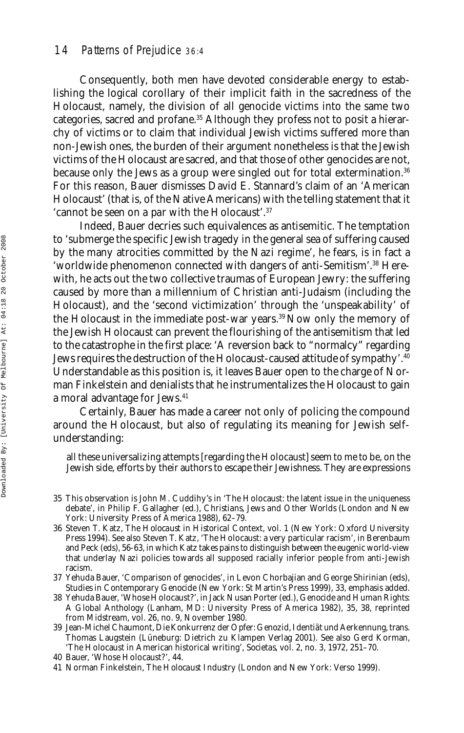Consequently, both men have devoted considerable energy to establishing the logical corollary of their implicit faith in the sacredness of the Holocaust, namely, the division of all genocide victims into the same two categories, sacred and profane.[35] Although they profess not to posit a hierarchy of victims or to claim that individual Jewish victims suffered more than non-Jewish ones, the burden of their argument nonetheless is that the Jewish victims of the Holocaust are sacred, and that those of other genocides are not, because only the Jews as a group were singled out for total extermination.[36] For this reason, Bauer dismisses David E. Stannard's claim of an 'American Holocaust' (that is, of the Native Americans) with the telling statement that it 'cannot be seen on a par with the Holocaust'.[37]

Indeed, Bauer decries such equivalences as antisemitic. The temptation to 'submerge the specific Jewish tragedy in the general sea of suffering caused by the many atrocities committed by the Nazi regime', he fears, is in fact a 'worldwide phenomenon connected with dangers of anti-Semitism'.[38] Herewith, he acts out the two collective traumas of European Jewry: the suffering caused by more than a millennium of Christian anti-Judaism (including the Holocaust), and the 'second victimization' through the 'unspeakability' of the Holocaust in the immediate post-war years.[39] Now only the memory of the Jewish Holocaust can prevent the flourishing of the antisemitism that led to the catastrophe in the first place: 'A reversion back to "normalcy" regarding Jews requires the destruction of the Holocaust-caused attitude of sympathy'.[40] Understandable as this position is, it leaves Bauer open to the charge of Norman Finkelstein and denialists that he instrumentalizes the Holocaust to gain a moral advantage for Jews.[41]

Certainly, Bauer has made a career not only of policing the compound around the Holocaust, but also of regulating its meaning for Jewish self-understanding:

> all these universalizing attempts [regarding the Holocaust] seem to me to be, on the Jewish side, efforts by their authors to escape their Jewishness. They are expressions

35 This observation is John M. Cuddihy's in 'The Holocaust: the latent issue in the uniqueness debate', in Philip F. Gallagher (ed.), *Christians, Jews and Other Worlds* (London and New York: University Press of America 1988), 62–79.

36 Steven T. Katz, *The Holocaust in Historical Context*, vol. 1 (New York: Oxford University Press 1994). See also Steven T. Katz, 'The Holocaust: a very particular racism', in Berenbaum and Peck (eds), 56-63, in which Katz takes pains to distinguish between the eugenic world-view that underlay Nazi policies towards all supposed racially inferior people from anti-Jewish racism.

37 Yehuda Bauer, 'Comparison of genocides', in Levon Chorbajian and George Shirinian (eds), *Studies in Contemporary Genocide* (New York: St Martin's Press 1999), 33, emphasis added.

38 Yehuda Bauer, 'Whose Holocaust?', in Jack Nusan Porter (ed.), *Genocide and Human Rights: A Global Anthology* (Lanham, MD: University Press of America 1982), 35, 38, reprinted from *Midstream*, vol. 26, no. 9, November 1980.

39 Jean-Michel Chaumont, *Die Konkurrenz der Opfer: Genozid, Identiät und Aerkennung*, trans. Thomas Laugstein (Lüneburg: Dietrich zu Klampen Verlag 2001). See also Gerd Korman, 'The Holocaust in American historical writing', *Societas*, vol. 2, no. 3, 1972, 251–70.

40 Bauer, 'Whose Holocaust?', 44.

41 Norman Finkelstein, *The Holocaust Industry* (London and New York: Verso 1999).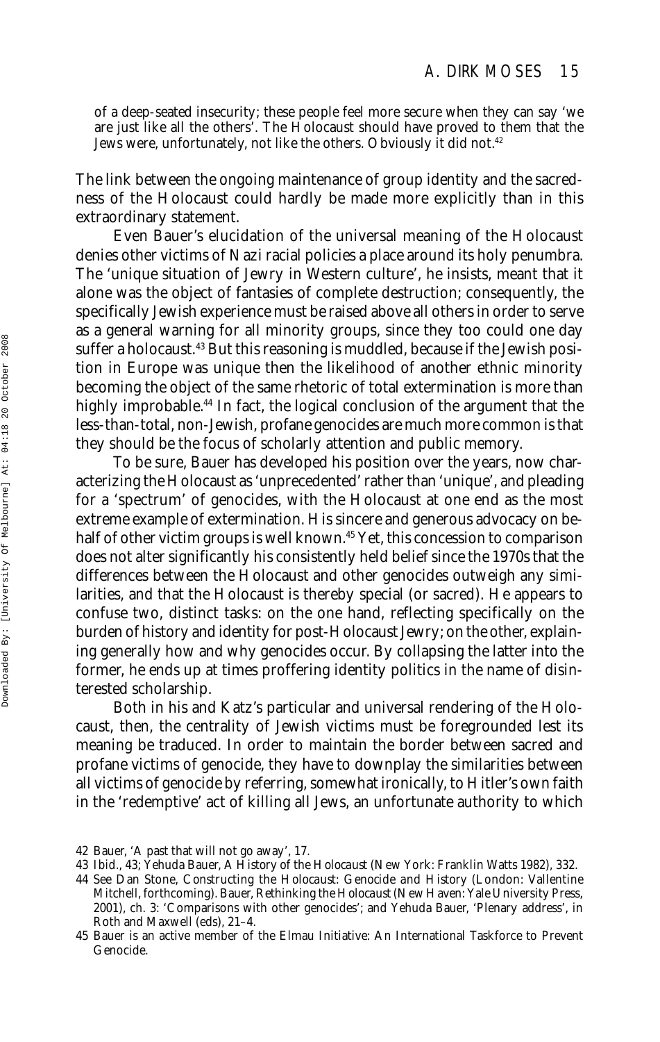> of a deep-seated insecurity; these people feel more secure when they can say 'we are just like all the others'. The Holocaust should have proved to them that the Jews were, unfortunately, not like the others. Obviously it did not.[42]

The link between the ongoing maintenance of group identity and the sacredness of the Holocaust could hardly be made more explicitly than in this extraordinary statement.

Even Bauer's elucidation of the universal meaning of the Holocaust denies other victims of Nazi racial policies a place around its holy penumbra. The 'unique situation of Jewry in Western culture', he insists, meant that it alone was the object of fantasies of complete destruction; consequently, the specifically Jewish experience must be raised above all others in order to serve as a general warning for all minority groups, since they too could one day suffer a holocaust.[43] But this reasoning is muddled, because if the Jewish position in Europe was unique then the likelihood of another ethnic minority becoming the object of the same rhetoric of total extermination is more than highly improbable.[44] In fact, the logical conclusion of the argument that the less-than-total, non-Jewish, profane genocides are much more common is that they should be the focus of scholarly attention and public memory.

To be sure, Bauer has developed his position over the years, now characterizing the Holocaust as 'unprecedented' rather than 'unique', and pleading for a 'spectrum' of genocides, with the Holocaust at one end as the most extreme example of extermination. His sincere and generous advocacy on behalf of other victim groups is well known.[45] Yet, this concession to comparison does not alter significantly his consistently held belief since the 1970s that the differences between the Holocaust and other genocides outweigh any similarities, and that the Holocaust is thereby special (or sacred). He appears to confuse two, distinct tasks: on the one hand, reflecting specifically on the burden of history and identity for post-Holocaust Jewry; on the other, explaining generally how and why genocides occur. By collapsing the latter into the former, he ends up at times proffering identity politics in the name of disinterested scholarship.

Both in his and Katz's particular and universal rendering of the Holocaust, then, the centrality of Jewish victims must be foregrounded lest its meaning be traduced. In order to maintain the border between sacred and profane victims of genocide, they have to downplay the similarities between all victims of genocide by referring, somewhat ironically, to Hitler's own faith in the 'redemptive' act of killing all Jews, an unfortunate authority to which

---

42 Bauer, 'A past that will not go away', 17.

43 Ibid., 43; Yehuda Bauer, *A History of the Holocaust* (New York: Franklin Watts 1982), 332.

44 See Dan Stone, *Constructing the Holocaust: Genocide and History* (London: Vallentine Mitchell, forthcoming). Bauer, *Rethinking the Holocaust* (New Haven: Yale University Press, 2001), ch. 3: 'Comparisons with other genocides'; and Yehuda Bauer, 'Plenary address', in Roth and Maxwell (eds), 21–4.

45 Bauer is an active member of the Elmau Initiative: An International Taskforce to Prevent Genocide.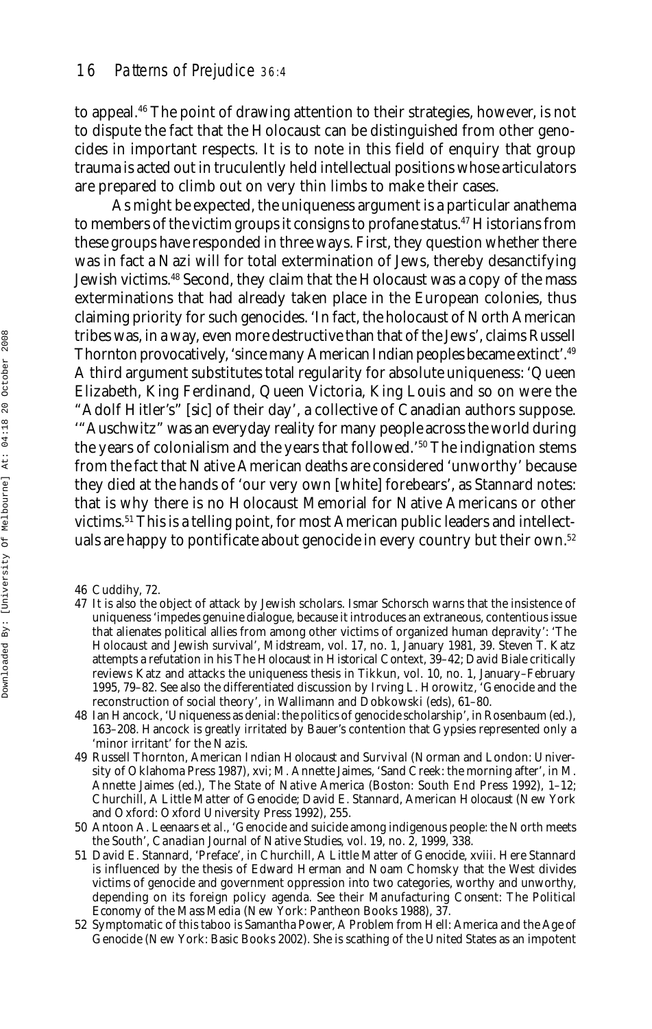to appeal.[46] The point of drawing attention to their strategies, however, is not to dispute the fact that the Holocaust can be distinguished from other genocides in important respects. It is to note in this field of enquiry that group trauma is acted out in truculently held intellectual positions whose articulators are prepared to climb out on very thin limbs to make their cases.

As might be expected, the uniqueness argument is a particular anathema to members of the victim groups it consigns to profane status.[47] Historians from these groups have responded in three ways. First, they question whether there was in fact a Nazi will for total extermination of Jews, thereby desanctifying Jewish victims.[48] Second, they claim that the Holocaust was a copy of the mass exterminations that had already taken place in the European colonies, thus claiming priority for such genocides. 'In fact, the holocaust of North American tribes was, in a way, even more destructive than that of the Jews', claims Russell Thornton provocatively, 'since many American Indian peoples became extinct'.[49] A third argument substitutes total regularity for absolute uniqueness: 'Queen Elizabeth, King Ferdinand, Queen Victoria, King Louis and so on were the "Adolf Hitler's" [sic] of their day', a collective of Canadian authors suppose. '"Auschwitz" was an everyday reality for many people across the world during the years of colonialism and the years that followed.'[50] The indignation stems from the fact that Native American deaths are considered 'unworthy' because they died at the hands of 'our very own [white] forebears', as Stannard notes: that is why there is no Holocaust Memorial for Native Americans or other victims.[51] This is a telling point, for most American public leaders and intellectuals are happy to pontificate about genocide in every country but their own.[52]

46 Cuddihy, 72.

47 It is also the object of attack by Jewish scholars. Ismar Schorsch warns that the insistence of uniqueness 'impedes genuine dialogue, because it introduces an extraneous, contentious issue that alienates political allies from among other victims of organized human depravity': 'The Holocaust and Jewish survival', *Midstream*, vol. 17, no. 1, January 1981, 39. Steven T. Katz attempts a refutation in his *The Holocaust in Historical Context*, 39–42; David Biale critically reviews Katz and attacks the uniqueness thesis in *Tikkun*, vol. 10, no. 1, January–February 1995, 79–82. See also the differentiated discussion by Irving L. Horowitz, 'Genocide and the reconstruction of social theory', in Wallimann and Dobkowski (eds), 61–80.

48 Ian Hancock, 'Uniqueness as denial: the politics of genocide scholarship', in Rosenbaum (ed.), 163–208. Hancock is greatly irritated by Bauer's contention that Gypsies represented only a 'minor irritant' for the Nazis.

49 Russell Thornton, *American Indian Holocaust and Survival* (Norman and London: University of Oklahoma Press 1987), xvi; M. Annette Jaimes, 'Sand Creek: the morning after', in M. Annette Jaimes (ed.), *The State of Native America* (Boston: South End Press 1992), 1–12; Churchill, *A Little Matter of Genocide*; David E. Stannard, *American Holocaust* (New York and Oxford: Oxford University Press 1992), 255.

50 Antoon A. Leenaars et al., 'Genocide and suicide among indigenous people: the North meets the South', *Canadian Journal of Native Studies*, vol. 19, no. 2, 1999, 338.

51 David E. Stannard, 'Preface', in Churchill, *A Little Matter of Genocide*, xviii. Here Stannard is influenced by the thesis of Edward Herman and Noam Chomsky that the West divides victims of genocide and government oppression into two categories, worthy and unworthy, depending on its foreign policy agenda. See their *Manufacturing Consent: The Political Economy of the Mass Media* (New York: Pantheon Books 1988), 37.

52 Symptomatic of this taboo is Samantha Power, *A Problem from Hell: America and the Age of Genocide* (New York: Basic Books 2002). She is scathing of the United States as an impotent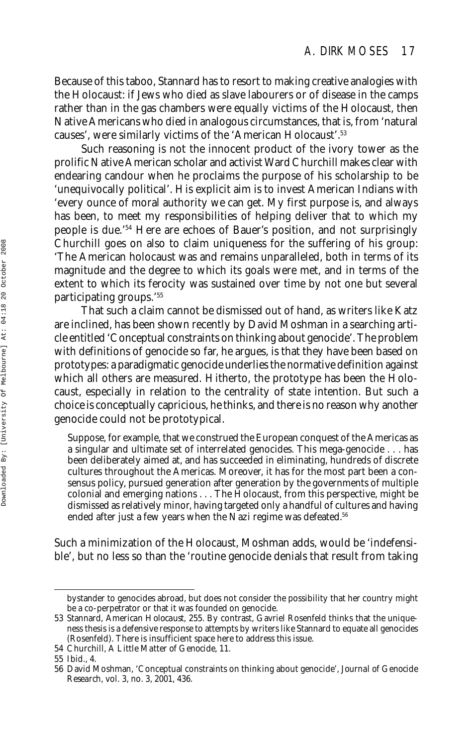Because of this taboo, Stannard has to resort to making creative analogies with the Holocaust: if Jews who died as slave labourers or of disease in the camps rather than in the gas chambers were equally victims of the Holocaust, then Native Americans who died in analogous circumstances, that is, from 'natural causes', were similarly victims of the 'American Holocaust'.[53]

Such reasoning is not the innocent product of the ivory tower as the prolific Native American scholar and activist Ward Churchill makes clear with endearing candour when he proclaims the purpose of his scholarship to be 'unequivocally political'. His explicit aim is to invest American Indians with 'every ounce of moral authority we can get. My first purpose is, and always has been, to meet my responsibilities of helping deliver that to which my people is due.'[54] Here are echoes of Bauer's position, and not surprisingly Churchill goes on also to claim uniqueness for the suffering of his group: 'The American holocaust was and remains unparalleled, both in terms of its magnitude and the degree to which its goals were met, and in terms of the extent to which its ferocity was sustained over time by not one but several participating groups.'[55]

That such a claim cannot be dismissed out of hand, as writers like Katz are inclined, has been shown recently by David Moshman in a searching article entitled 'Conceptual constraints on thinking about genocide'. The problem with definitions of genocide so far, he argues, is that they have been based on prototypes: a paradigmatic genocide underlies the normative definition against which all others are measured. Hitherto, the prototype has been the Holocaust, especially in relation to the centrality of state intention. But such a choice is conceptually capricious, he thinks, and there is no reason why another genocide could not be prototypical.

> Suppose, for example, that we construed the European conquest of the Americas as a singular and ultimate set of interrelated genocides. This mega-genocide . . . has been deliberately aimed at, and has succeeded in eliminating, hundreds of discrete cultures throughout the Americas. Moreover, it has for the most part been a consensus policy, pursued generation after generation by the governments of multiple colonial and emerging nations . . . The Holocaust, from this perspective, might be dismissed as relatively minor, having targeted only a handful of cultures and having ended after just a few years when the Nazi regime was defeated.[56]

Such a minimization of the Holocaust, Moshman adds, would be 'indefensible', but no less so than the 'routine genocide denials that result from taking

---

bystander to genocides abroad, but does not consider the possibility that her country might be a co-perpetrator or that it was founded on genocide.

53 Stannard, *American Holocaust*, 255. By contrast, Gavriel Rosenfeld thinks that the uniqueness thesis is a defensive response to attempts by writers like Stannard to equate all genocides (Rosenfeld). There is insufficient space here to address this issue.

54 Churchill, *A Little Matter of Genocide*, 11.

55 Ibid., 4.

56 David Moshman, 'Conceptual constraints on thinking about genocide', *Journal of Genocide Research*, vol. 3, no. 3, 2001, 436.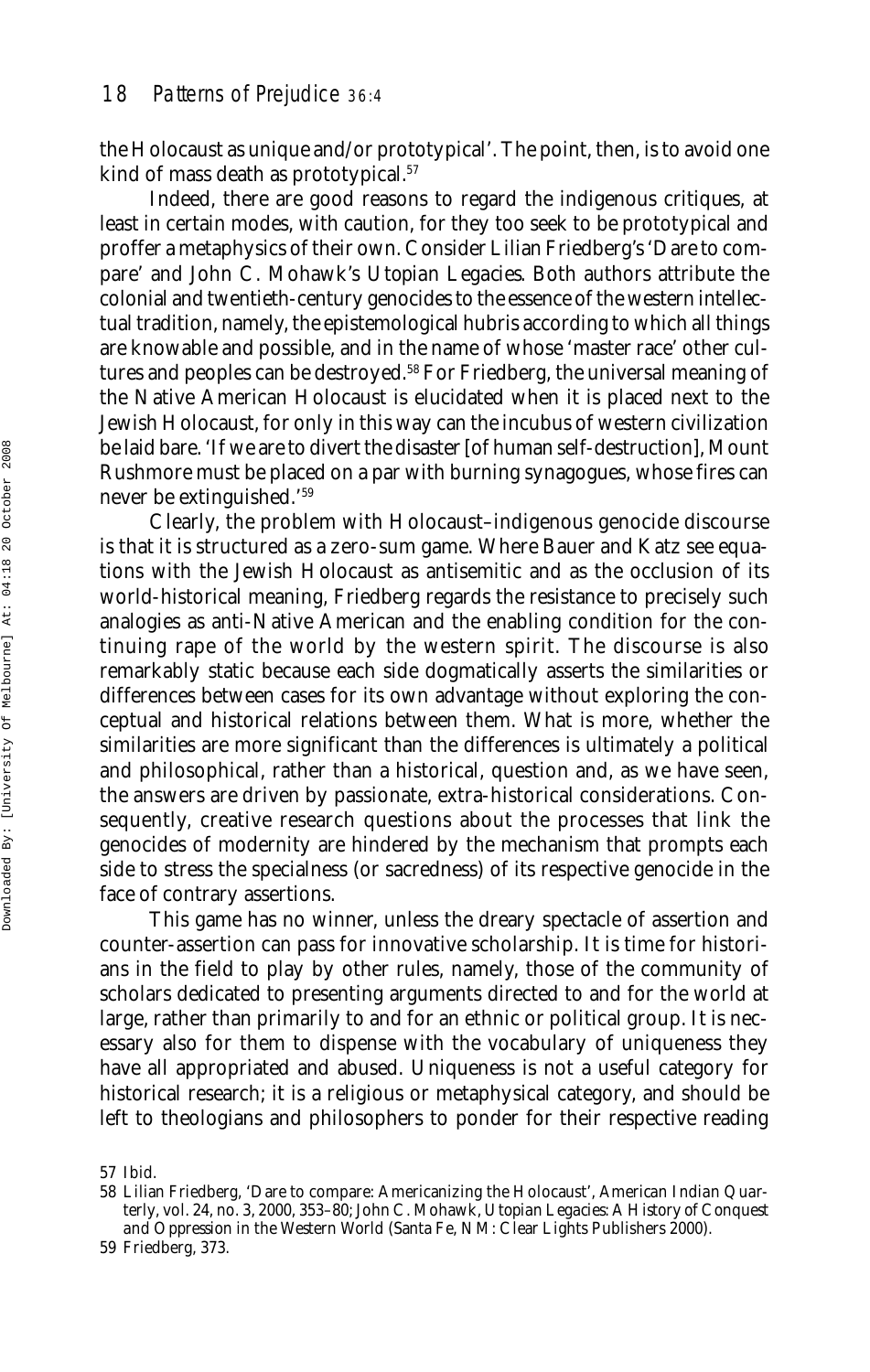the Holocaust as unique and/or prototypical'. The point, then, is to avoid one kind of mass death as prototypical.[57]

Indeed, there are good reasons to regard the indigenous critiques, at least in certain modes, with caution, for they too seek to be prototypical and proffer a metaphysics of their own. Consider Lilian Friedberg's 'Dare to compare' and John C. Mohawk's *Utopian Legacies*. Both authors attribute the colonial and twentieth-century genocides to the essence of the western intellectual tradition, namely, the epistemological hubris according to which all things are knowable and possible, and in the name of whose 'master race' other cultures and peoples can be destroyed.[58] For Friedberg, the universal meaning of the Native American Holocaust is elucidated when it is placed next to the Jewish Holocaust, for only in this way can the incubus of western civilization be laid bare. 'If we are to divert the disaster [of human self-destruction], Mount Rushmore must be placed on a par with burning synagogues, whose fires can never be extinguished.'[59]

Clearly, the problem with Holocaust–indigenous genocide discourse is that it is structured as a zero-sum game. Where Bauer and Katz see equations with the Jewish Holocaust as antisemitic and as the occlusion of its world-historical meaning, Friedberg regards the resistance to precisely such analogies as anti-Native American and the enabling condition for the continuing rape of the world by the western spirit. The discourse is also remarkably static because each side dogmatically asserts the similarities or differences between cases for its own advantage without exploring the conceptual and historical relations between them. What is more, whether the similarities are more significant than the differences is ultimately a political and philosophical, rather than a historical, question and, as we have seen, the answers are driven by passionate, extra-historical considerations. Consequently, creative research questions about the processes that link the genocides of modernity are hindered by the mechanism that prompts each side to stress the specialness (or sacredness) of its respective genocide in the face of contrary assertions.

This game has no winner, unless the dreary spectacle of assertion and counter-assertion can pass for innovative scholarship. It is time for historians in the field to play by other rules, namely, those of the community of scholars dedicated to presenting arguments directed to and for the world at large, rather than primarily to and for an ethnic or political group. It is necessary also for them to dispense with the vocabulary of uniqueness they have all appropriated and abused. Uniqueness is not a useful category for historical research; it is a religious or metaphysical category, and should be left to theologians and philosophers to ponder for their respective reading

57 Ibid.

58 Lilian Friedberg, 'Dare to compare: Americanizing the Holocaust', *American Indian Quarterly*, vol. 24, no. 3, 2000, 353–80; John C. Mohawk, *Utopian Legacies: A History of Conquest and Oppression in the Western World* (Santa Fe, NM: Clear Lights Publishers 2000).

59 Friedberg, 373.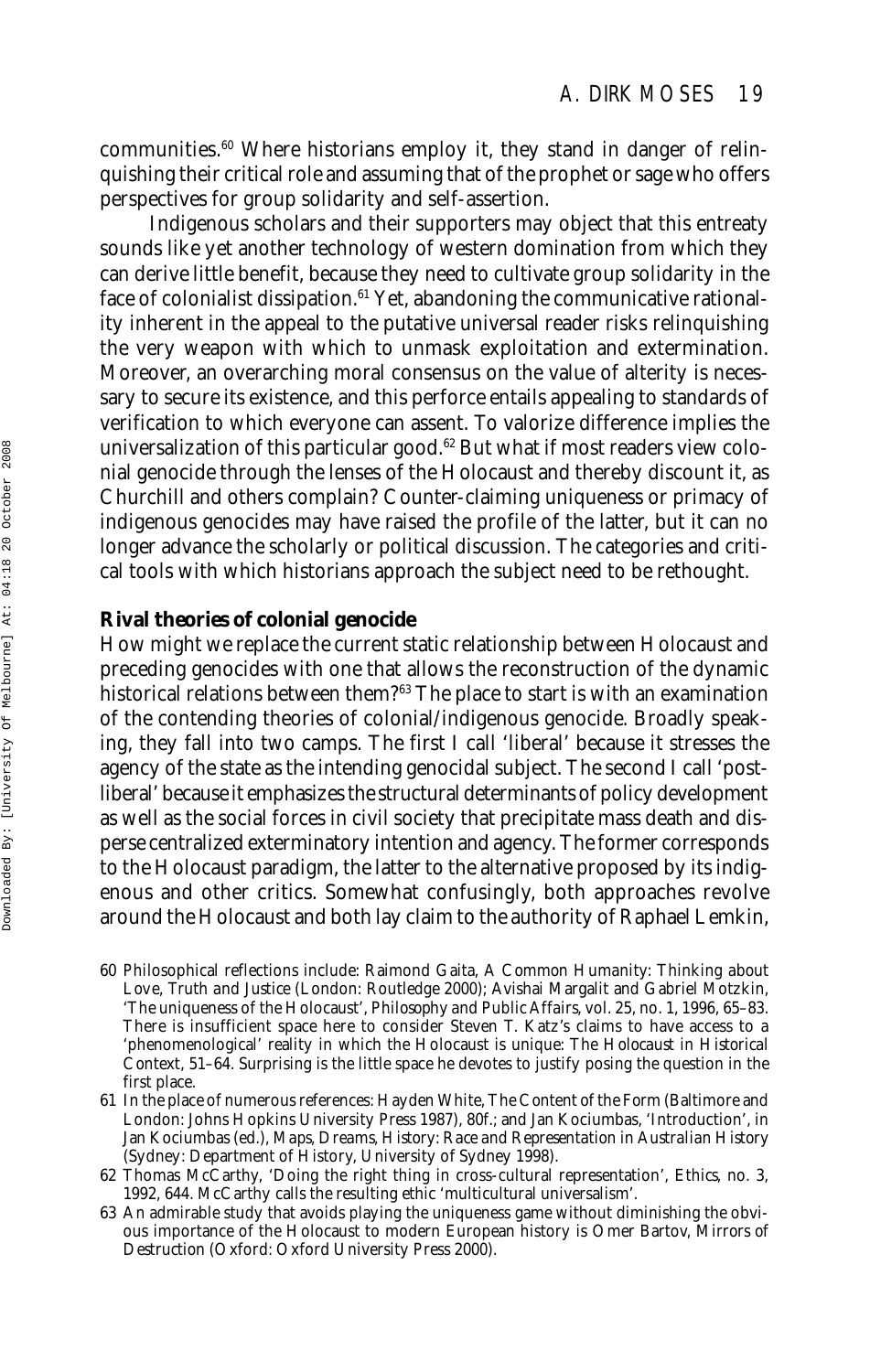communities.[60] Where historians employ it, they stand in danger of relinquishing their critical role and assuming that of the prophet or sage who offers perspectives for group solidarity and self-assertion.

Indigenous scholars and their supporters may object that this entreaty sounds like yet another technology of western domination from which they can derive little benefit, because they need to cultivate group solidarity in the face of colonialist dissipation.[61] Yet, abandoning the communicative rationality inherent in the appeal to the putative universal reader risks relinquishing the very weapon with which to unmask exploitation and extermination. Moreover, an overarching moral consensus on the value of alterity is necessary to secure its existence, and this perforce entails appealing to standards of verification to which everyone can assent. To valorize difference implies the universalization of this particular good.[62] But what if most readers view colonial genocide through the lenses of the Holocaust and thereby discount it, as Churchill and others complain? Counter-claiming uniqueness or primacy of indigenous genocides may have raised the profile of the latter, but it can no longer advance the scholarly or political discussion. The categories and critical tools with which historians approach the subject need to be rethought.

## Rival theories of colonial genocide

How might we replace the current static relationship between Holocaust and preceding genocides with one that allows the reconstruction of the dynamic historical relations between them?[63] The place to start is with an examination of the contending theories of colonial/indigenous genocide. Broadly speaking, they fall into two camps. The first I call 'liberal' because it stresses the agency of the state as the intending genocidal subject. The second I call 'post-liberal' because it emphasizes the structural determinants of policy development as well as the social forces in civil society that precipitate mass death and disperse centralized exterminatory intention and agency. The former corresponds to the Holocaust paradigm, the latter to the alternative proposed by its indigenous and other critics. Somewhat confusingly, both approaches revolve around the Holocaust and both lay claim to the authority of Raphael Lemkin,

60 Philosophical reflections include: Raimond Gaita, *A Common Humanity: Thinking about Love, Truth and Justice* (London: Routledge 2000); Avishai Margalit and Gabriel Motzkin, 'The uniqueness of the Holocaust', *Philosophy and Public Affairs*, vol. 25, no. 1, 1996, 65–83. There is insufficient space here to consider Steven T. Katz's claims to have access to a 'phenomenological' reality in which the Holocaust is unique: *The Holocaust in Historical Context*, 51–64. Surprising is the little space he devotes to justify posing the question in the first place.

61 In the place of numerous references: Hayden White, *The Content of the Form* (Baltimore and London: Johns Hopkins University Press 1987), 80f.; and Jan Kociumbas, 'Introduction', in Jan Kociumbas (ed.), *Maps, Dreams, History: Race and Representation in Australian History* (Sydney: Department of History, University of Sydney 1998).

62 Thomas McCarthy, 'Doing the right thing in cross-cultural representation', *Ethics*, no. 3, 1992, 644. McCarthy calls the resulting ethic 'multicultural universalism'.

63 An admirable study that avoids playing the uniqueness game without diminishing the obvious importance of the Holocaust to modern European history is Omer Bartov, *Mirrors of Destruction* (Oxford: Oxford University Press 2000).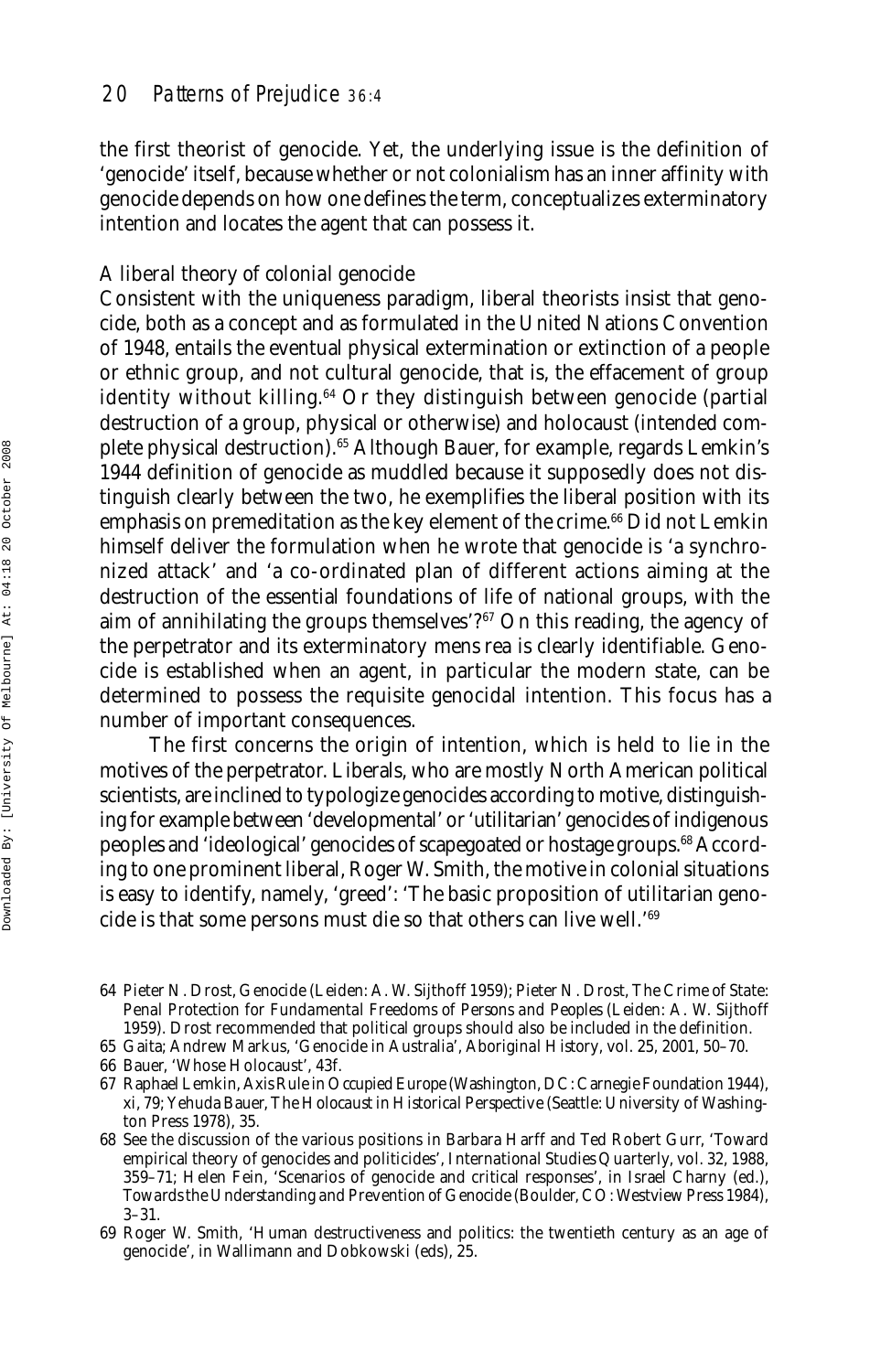the first theorist of genocide. Yet, the underlying issue is the definition of 'genocide' itself, because whether or not colonialism has an inner affinity with genocide depends on how one defines the term, conceptualizes exterminatory intention and locates the agent that can possess it.

### A liberal theory of colonial genocide

Consistent with the uniqueness paradigm, liberal theorists insist that genocide, both as a concept and as formulated in the United Nations Convention of 1948, entails the eventual physical extermination or extinction of a people or ethnic group, and not cultural genocide, that is, the effacement of group identity without killing.[64] Or they distinguish between genocide (partial destruction of a group, physical or otherwise) and holocaust (intended complete physical destruction).[65] Although Bauer, for example, regards Lemkin's 1944 definition of genocide as muddled because it supposedly does not distinguish clearly between the two, he exemplifies the liberal position with its emphasis on premeditation as the key element of the crime.[66] Did not Lemkin himself deliver the formulation when he wrote that genocide is 'a synchronized attack' and 'a co-ordinated plan of different actions aiming at the destruction of the essential foundations of life of national groups, with the aim of annihilating the groups themselves'?[67] On this reading, the agency of the perpetrator and its exterminatory mens rea is clearly identifiable. Genocide is established when an agent, in particular the modern state, can be determined to possess the requisite genocidal intention. This focus has a number of important consequences.

The first concerns the origin of intention, which is held to lie in the motives of the perpetrator. Liberals, who are mostly North American political scientists, are inclined to typologize genocides according to motive, distinguishing for example between 'developmental' or 'utilitarian' genocides of indigenous peoples and 'ideological' genocides of scapegoated or hostage groups.[68] According to one prominent liberal, Roger W. Smith, the motive in colonial situations is easy to identify, namely, 'greed': 'The basic proposition of utilitarian genocide is that some persons must die so that others can live well.'[69]

---

64 Pieter N. Drost, *Genocide* (Leiden: A. W. Sijthoff 1959); Pieter N. Drost, *The Crime of State: Penal Protection for Fundamental Freedoms of Persons and Peoples* (Leiden: A. W. Sijthoff 1959). Drost recommended that political groups should also be included in the definition.

65 Gaita; Andrew Markus, 'Genocide in Australia', *Aboriginal History*, vol. 25, 2001, 50–70.

66 Bauer, 'Whose Holocaust', 43f.

67 Raphael Lemkin, *Axis Rule in Occupied Europe* (Washington, DC: Carnegie Foundation 1944), xi, 79; Yehuda Bauer, *The Holocaust in Historical Perspective* (Seattle: University of Washington Press 1978), 35.

68 See the discussion of the various positions in Barbara Harff and Ted Robert Gurr, 'Toward empirical theory of genocides and politicides', *International Studies Quarterly*, vol. 32, 1988, 359–71; Helen Fein, 'Scenarios of genocide and critical responses', in Israel Charny (ed.), *Towards the Understanding and Prevention of Genocide* (Boulder, CO: Westview Press 1984), 3–31.

69 Roger W. Smith, 'Human destructiveness and politics: the twentieth century as an age of genocide', in Wallimann and Dobkowski (eds), 25.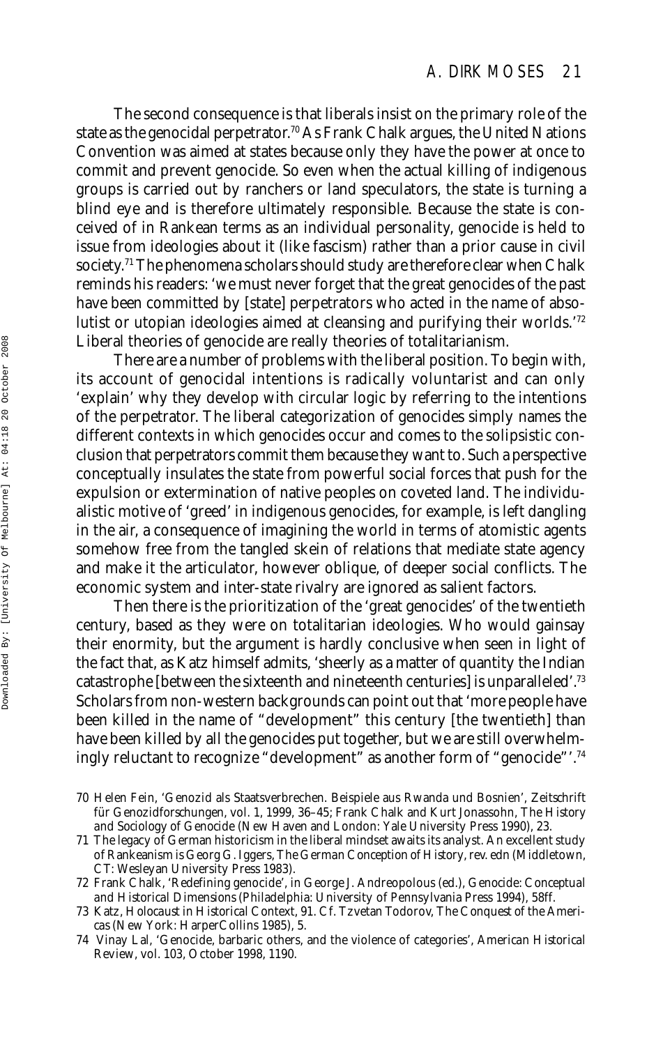The second consequence is that liberals insist on the primary role of the state as the genocidal perpetrator.[70] As Frank Chalk argues, the United Nations Convention was aimed at states because only they have the power at once to commit and prevent genocide. So even when the actual killing of indigenous groups is carried out by ranchers or land speculators, the state is turning a blind eye and is therefore ultimately responsible. Because the state is conceived of in Rankean terms as an individual personality, genocide is held to issue from ideologies about it (like fascism) rather than a prior cause in civil society.[71] The phenomena scholars should study are therefore clear when Chalk reminds his readers: 'we must never forget that the great genocides of the past have been committed by [state] perpetrators who acted in the name of absolutist or utopian ideologies aimed at cleansing and purifying their worlds.'[72] Liberal theories of genocide are really theories of totalitarianism.

There are a number of problems with the liberal position. To begin with, its account of genocidal intentions is radically voluntarist and can only 'explain' why they develop with circular logic by referring to the intentions of the perpetrator. The liberal categorization of genocides simply names the different contexts in which genocides occur and comes to the solipsistic conclusion that perpetrators commit them because they want to. Such a perspective conceptually insulates the state from powerful social forces that push for the expulsion or extermination of native peoples on coveted land. The individualistic motive of 'greed' in indigenous genocides, for example, is left dangling in the air, a consequence of imagining the world in terms of atomistic agents somehow free from the tangled skein of relations that mediate state agency and make it the articulator, however oblique, of deeper social conflicts. The economic system and inter-state rivalry are ignored as salient factors.

Then there is the prioritization of the 'great genocides' of the twentieth century, based as they were on totalitarian ideologies. Who would gainsay their enormity, but the argument is hardly conclusive when seen in light of the fact that, as Katz himself admits, 'sheerly as a matter of quantity the Indian catastrophe [between the sixteenth and nineteenth centuries] is unparalleled'.[73] Scholars from non-western backgrounds can point out that 'more people have been killed in the name of "development" this century [the twentieth] than have been killed by all the genocides put together, but we are still overwhelmingly reluctant to recognize "development" as another form of "genocide"'.[74]

---

70 Helen Fein, 'Genozid als Staatsverbrechen. Beispiele aus Rwanda und Bosnien', *Zeitschrift für Genozidforschungen*, vol. 1, 1999, 36–45; Frank Chalk and Kurt Jonassohn, *The History and Sociology of Genocide* (New Haven and London: Yale University Press 1990), 23.

71 The legacy of German historicism in the liberal mindset awaits its analyst. An excellent study of Rankeanism is Georg G. Iggers, *The German Conception of History*, rev. edn (Middletown, CT: Wesleyan University Press 1983).

72 Frank Chalk, 'Redefining genocide', in George J. Andreopolous (ed.), *Genocide: Conceptual and Historical Dimensions* (Philadelphia: University of Pennsylvania Press 1994), 58ff.

73 Katz, *Holocaust in Historical Context*, 91. Cf. Tzvetan Todorov, *The Conquest of the Americas* (New York: HarperCollins 1985), 5.

74 Vinay Lal, 'Genocide, barbaric others, and the violence of categories', *American Historical Review*, vol. 103, October 1998, 1190.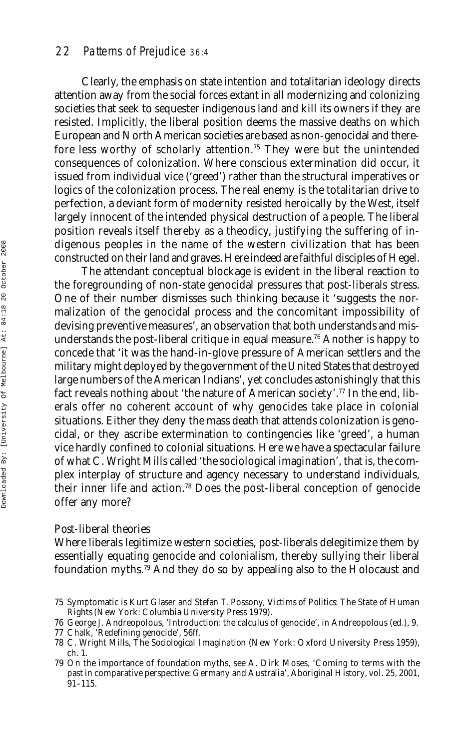Clearly, the emphasis on state intention and totalitarian ideology directs attention away from the social forces extant in all modernizing and colonizing societies that seek to sequester indigenous land and kill its owners if they are resisted. Implicitly, the liberal position deems the massive deaths on which European and North American societies are based as non-genocidal and therefore less worthy of scholarly attention.[75] They were but the unintended consequences of colonization. Where conscious extermination did occur, it issued from individual vice ('greed') rather than the structural imperatives or logics of the colonization process. The real enemy is the totalitarian drive to perfection, a deviant form of modernity resisted heroically by the West, itself largely innocent of the intended physical destruction of a people. The liberal position reveals itself thereby as a theodicy, justifying the suffering of indigenous peoples in the name of the western civilization that has been constructed on their land and graves. Here indeed are faithful disciples of Hegel.

The attendant conceptual blockage is evident in the liberal reaction to the foregrounding of non-state genocidal pressures that post-liberals stress. One of their number dismisses such thinking because it 'suggests the normalization of the genocidal process and the concomitant impossibility of devising preventive measures', an observation that both understands and misunderstands the post-liberal critique in equal measure.[76] Another is happy to concede that 'it was the hand-in-glove pressure of American settlers and the military might deployed by the government of the United States that destroyed large numbers of the American Indians', yet concludes astonishingly that this fact reveals nothing about 'the nature of American society'.[77] In the end, liberals offer no coherent account of why genocides take place in colonial situations. Either they deny the mass death that attends colonization is genocidal, or they ascribe extermination to contingencies like 'greed', a human vice hardly confined to colonial situations. Here we have a spectacular failure of what C. Wright Mills called 'the sociological imagination', that is, the complex interplay of structure and agency necessary to understand individuals, their inner life and action.[78] Does the post-liberal conception of genocide offer any more?

## Post-liberal theories

Where liberals legitimize western societies, post-liberals delegitimize them by essentially equating genocide and colonialism, thereby sullying their liberal foundation myths.[79] And they do so by appealing also to the Holocaust and

75 Symptomatic is Kurt Glaser and Stefan T. Possony, *Victims of Politics: The State of Human Rights* (New York: Columbia University Press 1979).

76 George J. Andreopolous, 'Introduction: the calculus of genocide', in Andreopolous (ed.), 9.

77 Chalk, 'Redefining genocide', 56ff.

78 C. Wright Mills, *The Sociological Imagination* (New York: Oxford University Press 1959), ch. 1.

79 On the importance of foundation myths, see A. Dirk Moses, 'Coming to terms with the past in comparative perspective: Germany and Australia', *Aboriginal History*, vol. 25, 2001, 91–115.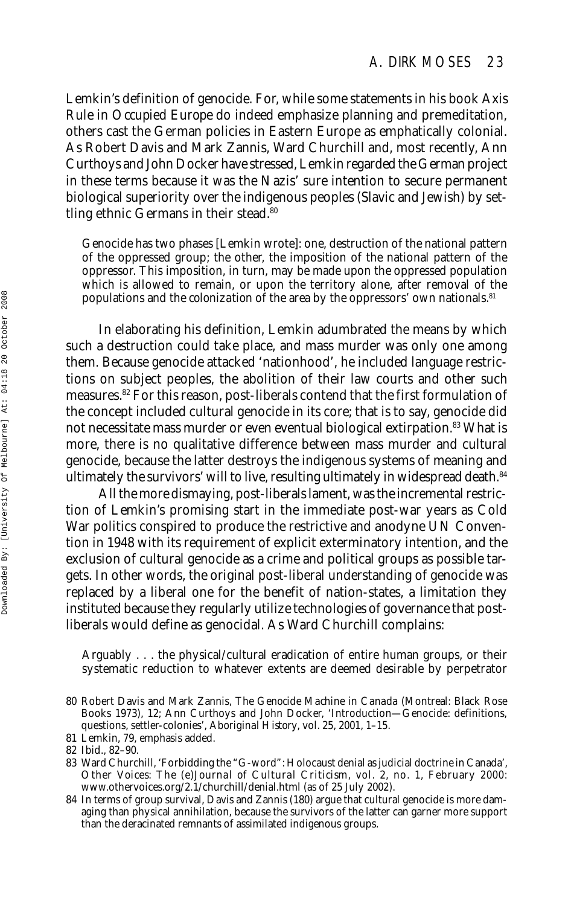Lemkin's definition of genocide. For, while some statements in his book *Axis Rule in Occupied Europe* do indeed emphasize planning and premeditation, others cast the German policies in Eastern Europe as emphatically colonial. As Robert Davis and Mark Zannis, Ward Churchill and, most recently, Ann Curthoys and John Docker have stressed, Lemkin regarded the German project in these terms because it was the Nazis' sure intention to secure permanent biological superiority over the indigenous peoples (Slavic and Jewish) by settling ethnic Germans in their stead.[80]

> Genocide has two phases [Lemkin wrote]: one, destruction of the national pattern of the oppressed group; the other, the imposition of the national pattern of the oppressor. This imposition, in turn, may be made upon the oppressed population which is allowed to remain, or upon the territory alone, *after removal of the populations and the colonization of the area by the oppressors' own nationals*.[81]

In elaborating his definition, Lemkin adumbrated the means by which such a destruction could take place, and mass murder was only one among them. Because genocide attacked 'nationhood', he included language restrictions on subject peoples, the abolition of their law courts and other such measures.[82] For this reason, post-liberals contend that the first formulation of the concept included cultural genocide in its core; that is to say, genocide did not necessitate mass murder or even eventual biological extirpation.[83] What is more, there is no qualitative difference between mass murder and cultural genocide, because the latter destroys the indigenous systems of meaning and ultimately the survivors' will to live, resulting ultimately in widespread death.[84]

All the more dismaying, post-liberals lament, was the incremental restriction of Lemkin's promising start in the immediate post-war years as Cold War politics conspired to produce the restrictive and anodyne UN Convention in 1948 with its requirement of explicit exterminatory intention, and the exclusion of cultural genocide as a crime and political groups as possible targets. In other words, the original post-liberal understanding of genocide was replaced by a liberal one for the benefit of nation-states, a limitation they instituted because they regularly utilize technologies of governance that post-liberals would define as genocidal. As Ward Churchill complains:

> Arguably . . . the physical/cultural eradication of entire human groups, or their systematic reduction to whatever extents are deemed desirable by perpetrator

80 Robert Davis and Mark Zannis, *The Genocide Machine in Canada* (Montreal: Black Rose Books 1973), 12; Ann Curthoys and John Docker, 'Introduction—Genocide: definitions, questions, settler-colonies', *Aboriginal History*, vol. 25, 2001, 1–15.

81 Lemkin, 79, emphasis added.

82 Ibid., 82–90.

83 Ward Churchill, 'Forbidding the "G-word": Holocaust denial as judicial doctrine in Canada', *Other Voices: The (e)Journal of Cultural Criticism*, vol. 2, no. 1, February 2000: www.othervoices.org/2.1/churchill/denial.html (as of 25 July 2002).

84 In terms of group survival, Davis and Zannis (180) argue that cultural genocide is more damaging than physical annihilation, because the survivors of the latter can garner more support than the deracinated remnants of assimilated indigenous groups.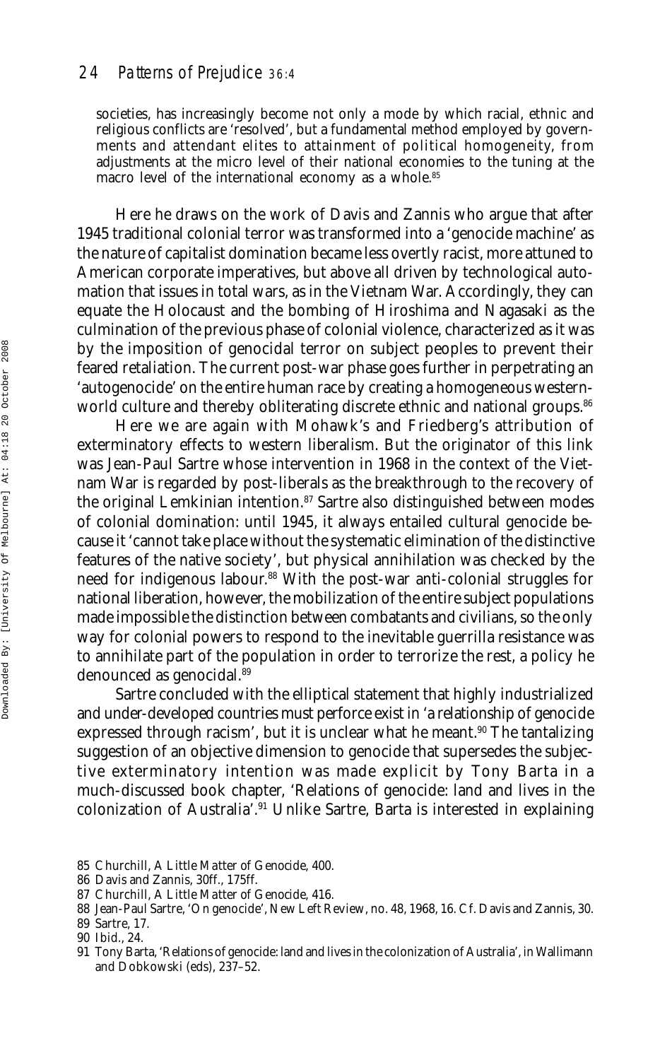societies, has increasingly become not only a mode by which racial, ethnic and religious conflicts are 'resolved', but a fundamental method employed by governments and attendant elites to attainment of political homogeneity, from adjustments at the micro level of their national economies to the tuning at the macro level of the international economy as a whole.[85]

Here he draws on the work of Davis and Zannis who argue that after 1945 traditional colonial terror was transformed into a 'genocide machine' as the nature of capitalist domination became less overtly racist, more attuned to American corporate imperatives, but above all driven by technological automation that issues in total wars, as in the Vietnam War. Accordingly, they can equate the Holocaust and the bombing of Hiroshima and Nagasaki as the culmination of the previous phase of colonial violence, characterized as it was by the imposition of genocidal terror on subject peoples to prevent their feared retaliation. The current post-war phase goes further in perpetrating an 'autogenocide' on the entire human race by creating a homogeneous western-world culture and thereby obliterating discrete ethnic and national groups.[86]

Here we are again with Mohawk's and Friedberg's attribution of exterminatory effects to western liberalism. But the originator of this link was Jean-Paul Sartre whose intervention in 1968 in the context of the Vietnam War is regarded by post-liberals as the breakthrough to the recovery of the original Lemkinian intention.[87] Sartre also distinguished between modes of colonial domination: until 1945, it always entailed cultural genocide because it 'cannot take place without the systematic elimination of the distinctive features of the native society', but physical annihilation was checked by the need for indigenous labour.[88] With the post-war anti-colonial struggles for national liberation, however, the mobilization of the entire subject populations made impossible the distinction between combatants and civilians, so the only way for colonial powers to respond to the inevitable guerrilla resistance was to annihilate part of the population in order to terrorize the rest, a policy he denounced as genocidal.[89]

Sartre concluded with the elliptical statement that highly industrialized and under-developed countries must perforce exist in 'a relationship of genocide expressed through racism', but it is unclear what he meant.[90] The tantalizing suggestion of an objective dimension to genocide that supersedes the subjective exterminatory intention was made explicit by Tony Barta in a much-discussed book chapter, 'Relations of genocide: land and lives in the colonization of Australia'.[91] Unlike Sartre, Barta is interested in explaining

---

85 Churchill, *A Little Matter of Genocide*, 400.

86 Davis and Zannis, 30ff., 175ff.

87 Churchill, *A Little Matter of Genocide*, 416.

88 Jean-Paul Sartre, 'On genocide', *New Left Review*, no. 48, 1968, 16. Cf. Davis and Zannis, 30.

89 Sartre, 17.

90 Ibid., 24.

91 Tony Barta, 'Relations of genocide: land and lives in the colonization of Australia', in Wallimann and Dobkowski (eds), 237–52.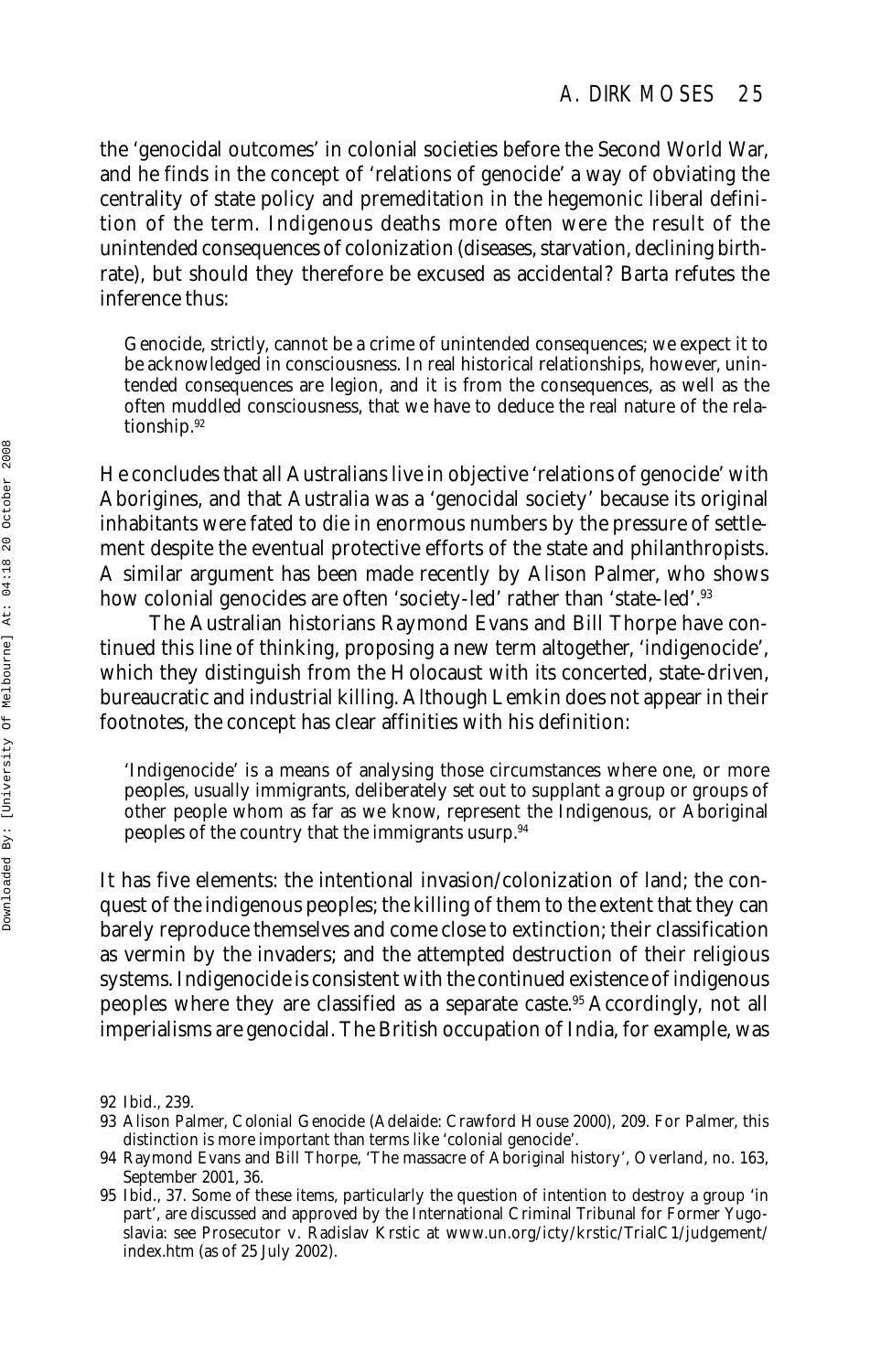the 'genocidal outcomes' in colonial societies before the Second World War, and he finds in the concept of 'relations of genocide' a way of obviating the centrality of state policy and premeditation in the hegemonic liberal definition of the term. Indigenous deaths more often were the result of the unintended consequences of colonization (diseases, starvation, declining birthrate), but should they therefore be excused as accidental? Barta refutes the inference thus:

> Genocide, strictly, cannot be a crime of unintended consequences; we expect it to be acknowledged in consciousness. In real historical relationships, however, unintended consequences are legion, and it is from the consequences, as well as the often muddled consciousness, that we have to deduce the real nature of the relationship.[92]

He concludes that all Australians live in objective 'relations of genocide' with Aborigines, and that Australia was a 'genocidal society' because its original inhabitants were fated to die in enormous numbers by the pressure of settlement despite the eventual protective efforts of the state and philanthropists. A similar argument has been made recently by Alison Palmer, who shows how colonial genocides are often 'society-led' rather than 'state-led'.[93]

The Australian historians Raymond Evans and Bill Thorpe have continued this line of thinking, proposing a new term altogether, 'indigenocide', which they distinguish from the Holocaust with its concerted, state-driven, bureaucratic and industrial killing. Although Lemkin does not appear in their footnotes, the concept has clear affinities with his definition:

> 'Indigenocide' is a means of analysing those circumstances where one, or more peoples, usually immigrants, deliberately set out to supplant a group or groups of other people whom as far as we know, represent the Indigenous, or Aboriginal peoples of the country that the immigrants usurp.[94]

It has five elements: the intentional invasion/colonization of land; the conquest of the indigenous peoples; the killing of them to the extent that they can barely reproduce themselves and come close to extinction; their classification as vermin by the invaders; and the attempted destruction of their religious systems. Indigenocide is consistent with the continued existence of indigenous peoples where they are classified as a separate caste.[95] Accordingly, not all imperialisms are genocidal. The British occupation of India, for example, was

---

92 Ibid., 239.

93 Alison Palmer, *Colonial Genocide* (Adelaide: Crawford House 2000), 209. For Palmer, this distinction is more important than terms like 'colonial genocide'.

94 Raymond Evans and Bill Thorpe, 'The massacre of Aboriginal history', *Overland*, no. 163, September 2001, 36.

95 Ibid., 37. Some of these items, particularly the question of intention to destroy a group 'in part', are discussed and approved by the International Criminal Tribunal for Former Yugoslavia: see *Prosecutor v. Radislav Krstic* at www.un.org/icty/krstic/TrialC1/judgement/index.htm (as of 25 July 2002).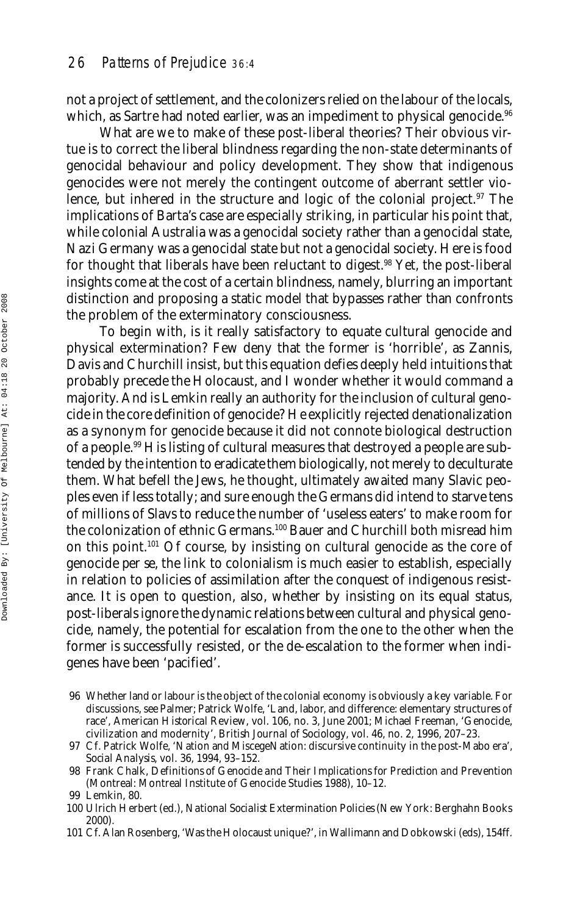not a project of settlement, and the colonizers relied on the labour of the locals, which, as Sartre had noted earlier, was an impediment to physical genocide.[96]

What are we to make of these post-liberal theories? Their obvious virtue is to correct the liberal blindness regarding the non-state determinants of genocidal behaviour and policy development. They show that indigenous genocides were not merely the contingent outcome of aberrant settler violence, but inhered in the structure and logic of the colonial project.[97] The implications of Barta's case are especially striking, in particular his point that, while colonial Australia was a genocidal society rather than a genocidal state, Nazi Germany was a genocidal state but not a genocidal society. Here is food for thought that liberals have been reluctant to digest.[98] Yet, the post-liberal insights come at the cost of a certain blindness, namely, blurring an important distinction and proposing a static model that bypasses rather than confronts the problem of the exterminatory consciousness.

To begin with, is it really satisfactory to equate cultural genocide and physical extermination? Few deny that the former is 'horrible', as Zannis, Davis and Churchill insist, but this equation defies deeply held intuitions that probably precede the Holocaust, and I wonder whether it would command a majority. And is Lemkin really an authority for the inclusion of cultural genocide in the core definition of genocide? He explicitly rejected denationalization as a synonym for genocide because it did not connote biological destruction of a people.[99] His listing of cultural measures that destroyed a people are subtended by the intention to eradicate them biologically, not merely to deculturate them. What befell the Jews, he thought, ultimately awaited many Slavic peoples even if less totally; and sure enough the Germans did intend to starve tens of millions of Slavs to reduce the number of 'useless eaters' to make room for the colonization of ethnic Germans.[100] Bauer and Churchill both misread him on this point.[101] Of course, by insisting on cultural genocide as the core of genocide per se, the link to colonialism is much easier to establish, especially in relation to policies of assimilation after the conquest of indigenous resistance. It is open to question, also, whether by insisting on its equal status, post-liberals ignore the dynamic relations between cultural and physical genocide, namely, the potential for escalation from the one to the other when the former is successfully resisted, or the de-escalation to the former when indigenes have been 'pacified'.

96 Whether land or labour is the object of the colonial economy is obviously a key variable. For discussions, see Palmer; Patrick Wolfe, 'Land, labor, and difference: elementary structures of race', *American Historical Review*, vol. 106, no. 3, June 2001; Michael Freeman, 'Genocide, civilization and modernity', *British Journal of Sociology*, vol. 46, no. 2, 1996, 207–23.

97 Cf. Patrick Wolfe, 'Nation and MiscegeNation: discursive continuity in the post-Mabo era', *Social Analysis*, vol. 36, 1994, 93–152.

98 Frank Chalk, *Definitions of Genocide and Their Implications for Prediction and Prevention* (Montreal: Montreal Institute of Genocide Studies 1988), 10–12.

99 Lemkin, 80.

100 Ulrich Herbert (ed.), *National Socialist Extermination Policies* (New York: Berghahn Books 2000).

101 Cf. Alan Rosenberg, 'Was the Holocaust unique?', in Wallimann and Dobkowski (eds), 154ff.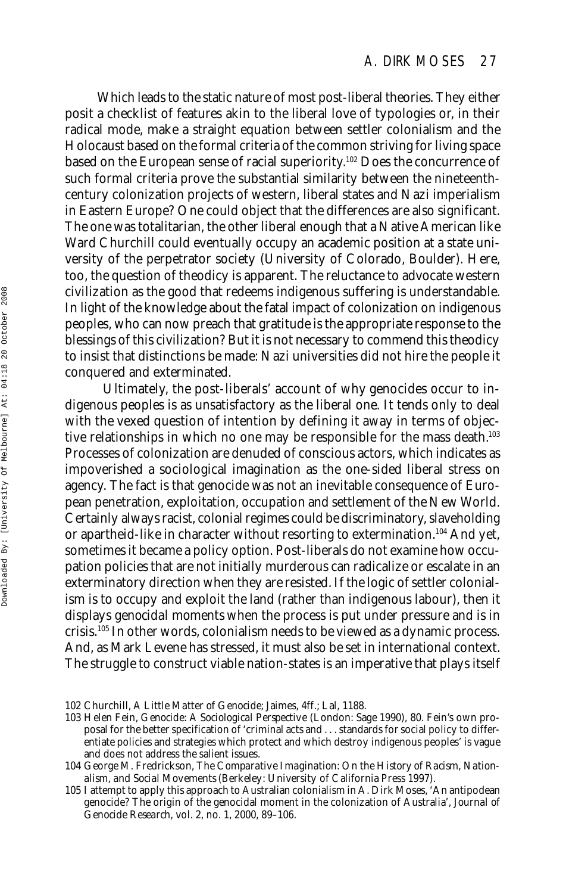Which leads to the static nature of most post-liberal theories. They either posit a checklist of features akin to the liberal love of typologies or, in their radical mode, make a straight equation between settler colonialism and the Holocaust based on the formal criteria of the common striving for living space based on the European sense of racial superiority.[102] Does the concurrence of such formal criteria prove the substantial similarity between the nineteenth-century colonization projects of western, liberal states and Nazi imperialism in Eastern Europe? One could object that the differences are also significant. The one was totalitarian, the other liberal enough that a Native American like Ward Churchill could eventually occupy an academic position at a state university of the perpetrator society (University of Colorado, Boulder). Here, too, the question of theodicy is apparent. The reluctance to advocate western civilization as the good that redeems indigenous suffering is understandable. In light of the knowledge about the fatal impact of colonization on indigenous peoples, who can now preach that gratitude is the appropriate response to the blessings of this civilization? But it is not necessary to commend this theodicy to insist that distinctions be made: Nazi universities did not hire the people it conquered and exterminated.

Ultimately, the post-liberals' account of why genocides occur to indigenous peoples is as unsatisfactory as the liberal one. It tends only to deal with the vexed question of intention by defining it away in terms of objective relationships in which no one may be responsible for the mass death.[103] Processes of colonization are denuded of conscious actors, which indicates as impoverished a sociological imagination as the one-sided liberal stress on agency. The fact is that genocide was not an inevitable consequence of European penetration, exploitation, occupation and settlement of the New World. Certainly always racist, colonial regimes could be discriminatory, slaveholding or apartheid-like in character without resorting to extermination.[104] And yet, sometimes it became a policy option. Post-liberals do not examine how occupation policies that are not initially murderous can radicalize or escalate in an exterminatory direction when they are resisted. If the logic of settler colonialism is to occupy and exploit the land (rather than indigenous labour), then it displays genocidal moments when the process is put under pressure and is in crisis.[105] In other words, colonialism needs to be viewed as a dynamic process. And, as Mark Levene has stressed, it must also be set in international context. The struggle to construct viable nation-states is an imperative that plays itself

102 Churchill, *A Little Matter of Genocide*; Jaimes, 4ff.; Lal, 1188.

103 Helen Fein, *Genocide: A Sociological Perspective* (London: Sage 1990), 80. Fein's own proposal for the better specification of 'criminal acts and . . . standards for social policy to differentiate policies and strategies which protect and which destroy indigenous peoples' is vague and does not address the salient issues.

104 George M. Fredrickson, *The Comparative Imagination: On the History of Racism, Nationalism, and Social Movements* (Berkeley: University of California Press 1997).

105 I attempt to apply this approach to Australian colonialism in A. Dirk Moses, 'An antipodean genocide? The origin of the genocidal moment in the colonization of Australia', *Journal of Genocide Research*, vol. 2, no. 1, 2000, 89–106.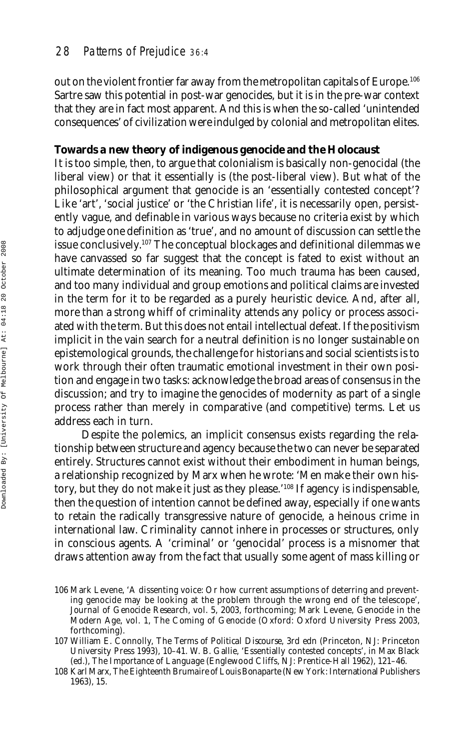out on the violent frontier far away from the metropolitan capitals of Europe.[106] Sartre saw this potential in post-war genocides, but it is in the pre-war context that they are in fact most apparent. And this is when the so-called 'unintended consequences' of civilization were indulged by colonial and metropolitan elites.

**Towards a new theory of indigenous genocide and the Holocaust**

It is too simple, then, to argue that colonialism is basically non-genocidal (the liberal view) or that it essentially is (the post-liberal view). But what of the philosophical argument that genocide is an 'essentially contested concept'? Like 'art', 'social justice' or 'the Christian life', it is necessarily open, persistently vague, and definable in various ways because no criteria exist by which to adjudge one definition as 'true', and no amount of discussion can settle the issue conclusively.[107] The conceptual blockages and definitional dilemmas we have canvassed so far suggest that the concept is fated to exist without an ultimate determination of its meaning. Too much trauma has been caused, and too many individual and group emotions and political claims are invested in the term for it to be regarded as a purely heuristic device. And, after all, more than a strong whiff of criminality attends any policy or process associated with the term. But this does not entail intellectual defeat. If the positivism implicit in the vain search for a neutral definition is no longer sustainable on epistemological grounds, the challenge for historians and social scientists is to work through their often traumatic emotional investment in their own position and engage in two tasks: acknowledge the broad areas of consensus in the discussion; and try to imagine the genocides of modernity as part of a single process rather than merely in comparative (and competitive) terms. Let us address each in turn.

Despite the polemics, an implicit consensus exists regarding the relationship between structure and agency because the two can never be separated entirely. Structures cannot exist without their embodiment in human beings, a relationship recognized by Marx when he wrote: 'Men make their own history, but they do not make it just as they please.'[108] If agency is indispensable, then the question of intention cannot be defined away, especially if one wants to retain the radically transgressive nature of genocide, a heinous crime in international law. Criminality cannot inhere in processes or structures, only in conscious agents. A 'criminal' or 'genocidal' process is a misnomer that draws attention away from the fact that usually some agent of mass killing or

106 Mark Levene, 'A dissenting voice: Or how current assumptions of deterring and preventing genocide may be looking at the problem through the wrong end of the telescope', Journal of Genocide Research, vol. 5, 2003, forthcoming; Mark Levene, Genocide in the Modern Age, vol. 1, The Coming of Genocide (Oxford: Oxford University Press 2003, forthcoming).

107 William E. Connolly, The Terms of Political Discourse, 3rd edn (Princeton, NJ: Princeton University Press 1993), 10–41. W. B. Gallie, 'Essentially contested concepts', in Max Black (ed.), The Importance of Language (Englewood Cliffs, NJ: Prentice-Hall 1962), 121–46.

108 Karl Marx, The Eighteenth Brumaire of Louis Bonaparte (New York: International Publishers 1963), 15.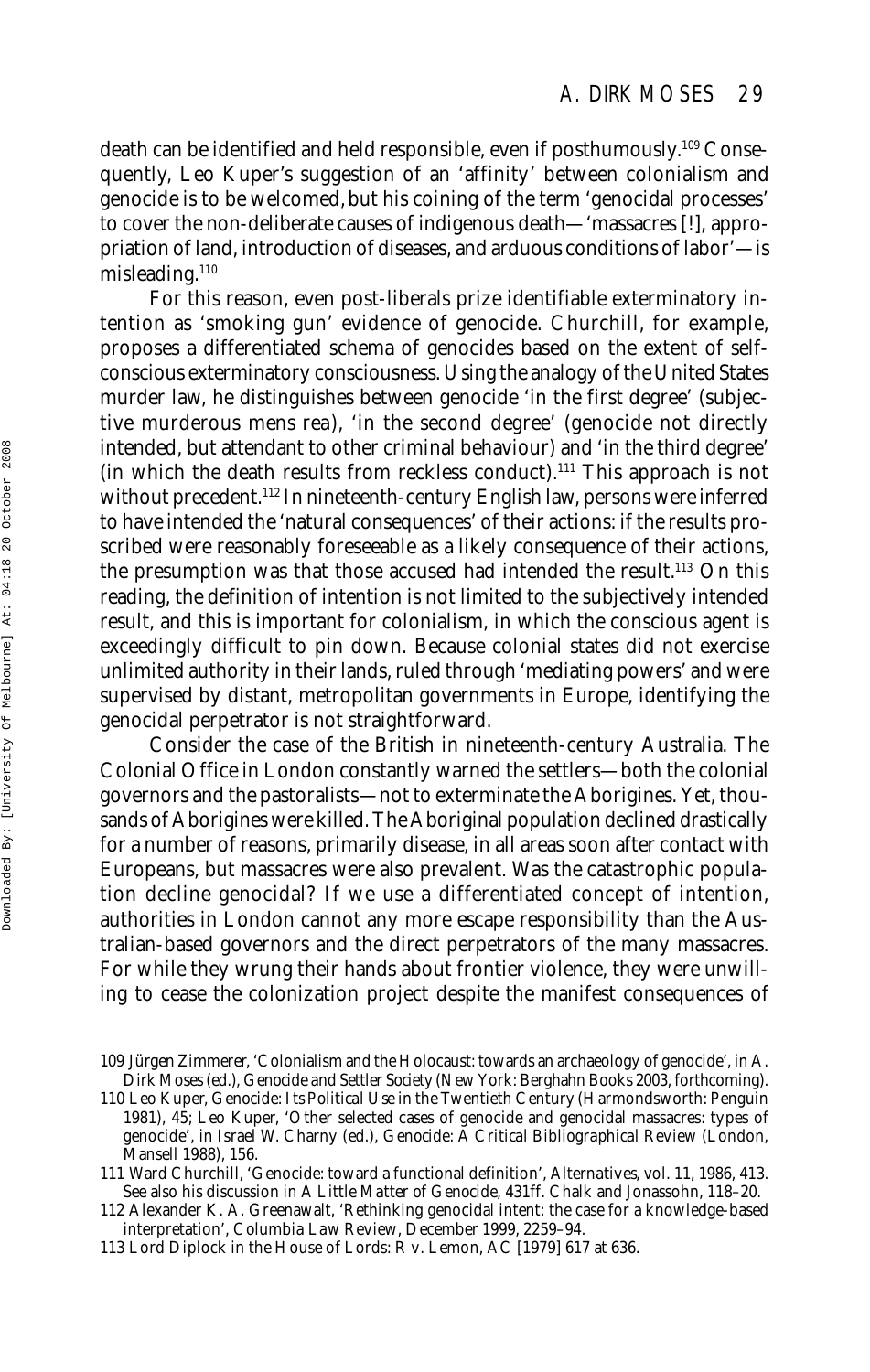death can be identified and held responsible, even if posthumously.[109] Consequently, Leo Kuper's suggestion of an 'affinity' between colonialism and genocide is to be welcomed, but his coining of the term 'genocidal processes' to cover the non-deliberate causes of indigenous death—'massacres [!], appropriation of land, introduction of diseases, and arduous conditions of labor'—is misleading.[110]

For this reason, even post-liberals prize identifiable exterminatory intention as 'smoking gun' evidence of genocide. Churchill, for example, proposes a differentiated schema of genocides based on the extent of self-conscious exterminatory consciousness. Using the analogy of the United States murder law, he distinguishes between genocide 'in the first degree' (subjective murderous mens rea), 'in the second degree' (genocide not directly intended, but attendant to other criminal behaviour) and 'in the third degree' (in which the death results from reckless conduct).[111] This approach is not without precedent.[112] In nineteenth-century English law, persons were inferred to have intended the 'natural consequences' of their actions: if the results proscribed were reasonably foreseeable as a likely consequence of their actions, the presumption was that those accused had intended the result.[113] On this reading, the definition of intention is not limited to the subjectively intended result, and this is important for colonialism, in which the conscious agent is exceedingly difficult to pin down. Because colonial states did not exercise unlimited authority in their lands, ruled through 'mediating powers' and were supervised by distant, metropolitan governments in Europe, identifying the genocidal perpetrator is not straightforward.

Consider the case of the British in nineteenth-century Australia. The Colonial Office in London constantly warned the settlers—both the colonial governors and the pastoralists—not to exterminate the Aborigines. Yet, thousands of Aborigines were killed. The Aboriginal population declined drastically for a number of reasons, primarily disease, in all areas soon after contact with Europeans, but massacres were also prevalent. Was the catastrophic population decline genocidal? If we use a differentiated concept of intention, authorities in London cannot any more escape responsibility than the Australian-based governors and the direct perpetrators of the many massacres. For while they wrung their hands about frontier violence, they were unwilling to cease the colonization project despite the manifest consequences of

109 Jürgen Zimmerer, 'Colonialism and the Holocaust: towards an archaeology of genocide', in A. Dirk Moses (ed.), *Genocide and Settler Society* (New York: Berghahn Books 2003, forthcoming).

110 Leo Kuper, *Genocide: Its Political Use in the Twentieth Century* (Harmondsworth: Penguin 1981), 45; Leo Kuper, 'Other selected cases of genocide and genocidal massacres: types of genocide', in Israel W. Charny (ed.), *Genocide: A Critical Bibliographical Review* (London, Mansell 1988), 156.

111 Ward Churchill, 'Genocide: toward a functional definition', *Alternatives*, vol. 11, 1986, 413. See also his discussion in *A Little Matter of Genocide*, 431ff. Chalk and Jonassohn, 118–20.

112 Alexander K. A. Greenawalt, 'Rethinking genocidal intent: the case for a knowledge-based interpretation', *Columbia Law Review*, December 1999, 2259–94.

113 Lord Diplock in the House of Lords: R v. Lemon, AC [1979] 617 at 636.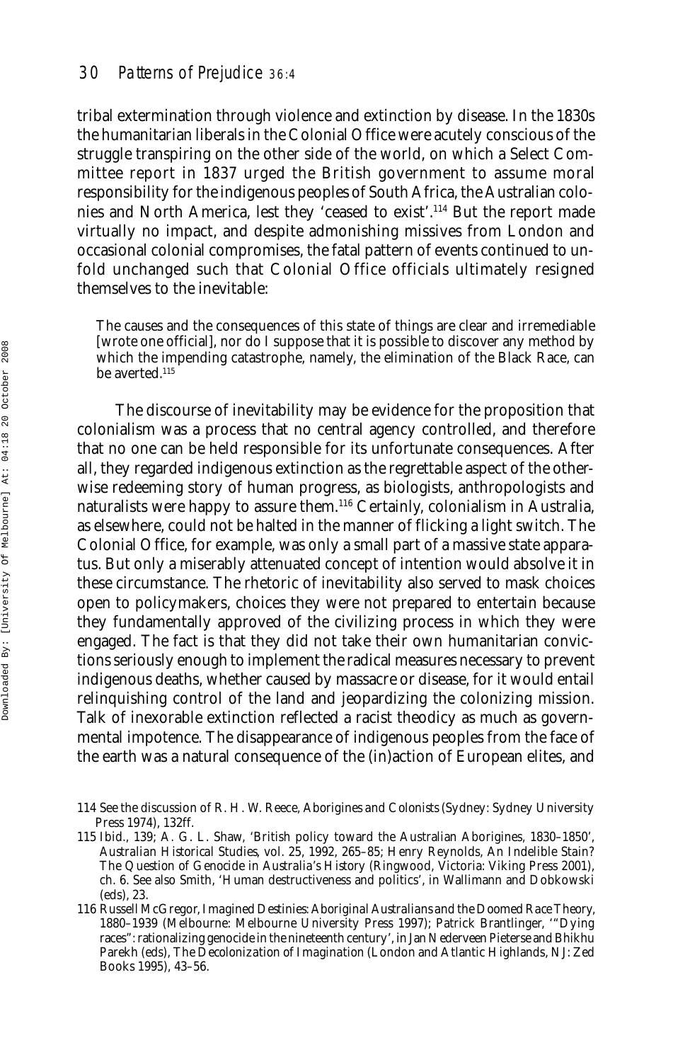tribal extermination through violence and extinction by disease. In the 1830s the humanitarian liberals in the Colonial Office were acutely conscious of the struggle transpiring on the other side of the world, on which a Select Committee report in 1837 urged the British government to assume moral responsibility for the indigenous peoples of South Africa, the Australian colonies and North America, lest they 'ceased to exist'.[114] But the report made virtually no impact, and despite admonishing missives from London and occasional colonial compromises, the fatal pattern of events continued to unfold unchanged such that Colonial Office officials ultimately resigned themselves to the inevitable:

> The causes and the consequences of this state of things are clear and irremediable [wrote one official], nor do I suppose that it is possible to discover any method by which the impending catastrophe, namely, the elimination of the Black Race, can be averted.[115]

The discourse of inevitability may be evidence for the proposition that colonialism was a process that no central agency controlled, and therefore that no one can be held responsible for its unfortunate consequences. After all, they regarded indigenous extinction as the regrettable aspect of the otherwise redeeming story of human progress, as biologists, anthropologists and naturalists were happy to assure them.[116] Certainly, colonialism in Australia, as elsewhere, could not be halted in the manner of flicking a light switch. The Colonial Office, for example, was only a small part of a massive state apparatus. But only a miserably attenuated concept of intention would absolve it in these circumstance. The rhetoric of inevitability also served to mask choices open to policymakers, choices they were not prepared to entertain because they fundamentally approved of the civilizing process in which they were engaged. The fact is that they did not take their own humanitarian convictions seriously enough to implement the radical measures necessary to prevent indigenous deaths, whether caused by massacre or disease, for it would entail relinquishing control of the land and jeopardizing the colonizing mission. Talk of inexorable extinction reflected a racist theodicy as much as governmental impotence. The disappearance of indigenous peoples from the face of the earth was a natural consequence of the (in)action of European elites, and

---

114 See the discussion of R. H. W. Reece, *Aborigines and Colonists* (Sydney: Sydney University Press 1974), 132ff.

115 Ibid., 139; A. G. L. Shaw, 'British policy toward the Australian Aborigines, 1830–1850', *Australian Historical Studies*, vol. 25, 1992, 265–85; Henry Reynolds, *An Indelible Stain? The Question of Genocide in Australia's History* (Ringwood, Victoria: Viking Press 2001), ch. 6. See also Smith, 'Human destructiveness and politics', in Wallimann and Dobkowski (eds), 23.

116 Russell McGregor, *Imagined Destinies: Aboriginal Australians and the Doomed Race Theory, 1880–1939* (Melbourne: Melbourne University Press 1997); Patrick Brantlinger, '"Dying races": rationalizing genocide in the nineteenth century', in Jan Nederveen Pieterse and Bhikhu Parekh (eds), *The Decolonization of Imagination* (London and Atlantic Highlands, NJ: Zed Books 1995), 43–56.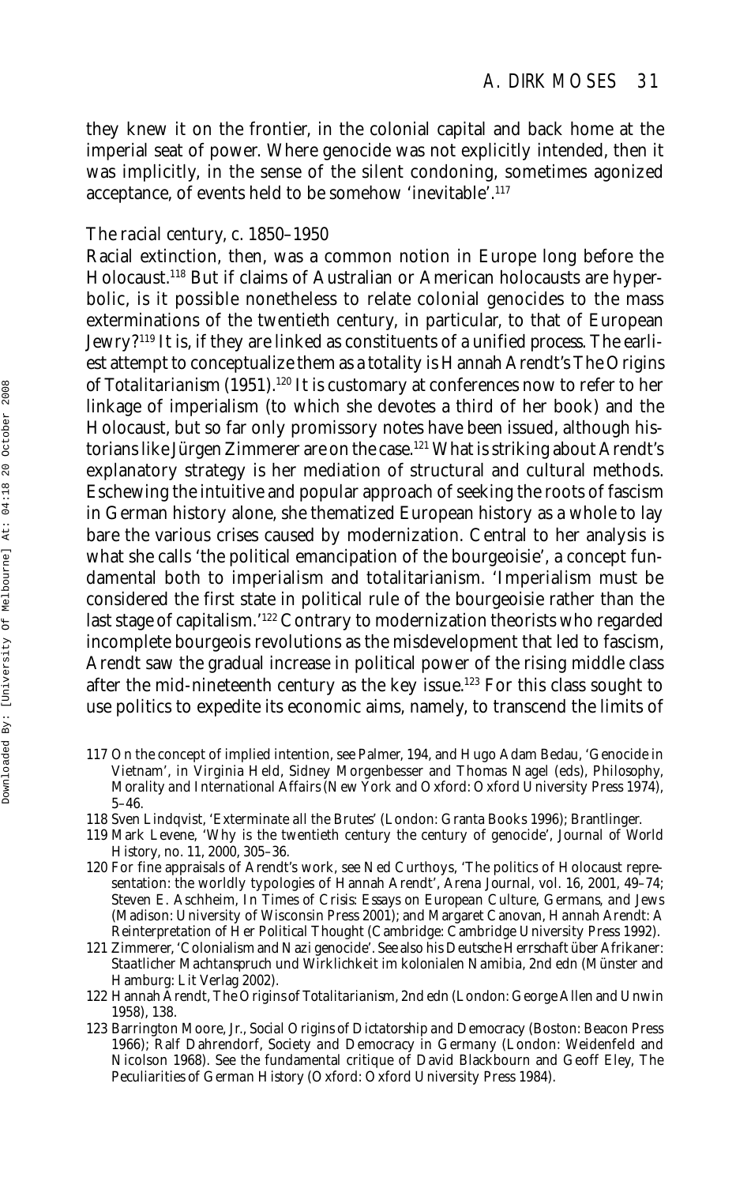they knew it on the frontier, in the colonial capital and back home at the imperial seat of power. Where genocide was not explicitly intended, then it was implicitly, in the sense of the silent condoning, sometimes agonized acceptance, of events held to be somehow 'inevitable'.[117]

### *The racial century, c. 1850–1950*

Racial extinction, then, was a common notion in Europe long before the Holocaust.[118] But if claims of Australian or American holocausts are hyperbolic, is it possible nonetheless to relate colonial genocides to the mass exterminations of the twentieth century, in particular, to that of European Jewry?[119] It is, if they are linked as constituents of a unified process. The earliest attempt to conceptualize them as a totality is Hannah Arendt's *The Origins of Totalitarianism* (1951).[120] It is customary at conferences now to refer to her linkage of imperialism (to which she devotes a third of her book) and the Holocaust, but so far only promissory notes have been issued, although historians like Jürgen Zimmerer are on the case.[121] What is striking about Arendt's explanatory strategy is her mediation of structural and cultural methods. Eschewing the intuitive and popular approach of seeking the roots of fascism in German history alone, she thematized European history as a whole to lay bare the various crises caused by modernization. Central to her analysis is what she calls 'the political emancipation of the bourgeoisie', a concept fundamental both to imperialism and totalitarianism. 'Imperialism must be considered the first state in political rule of the bourgeoisie rather than the last stage of capitalism.'[122] Contrary to modernization theorists who regarded incomplete bourgeois revolutions as the misdevelopment that led to fascism, Arendt saw the gradual increase in political power of the rising middle class after the mid-nineteenth century as the key issue.[123] For this class sought to use politics to expedite its economic aims, namely, to transcend the limits of

117 On the concept of implied intention, see Palmer, 194, and Hugo Adam Bedau, 'Genocide in Vietnam', in Virginia Held, Sidney Morgenbesser and Thomas Nagel (eds), *Philosophy, Morality and International Affairs* (New York and Oxford: Oxford University Press 1974), 5–46.

118 Sven Lindqvist, *'Exterminate all the Brutes'* (London: Granta Books 1996); Brantlinger.

119 Mark Levene, 'Why is the twentieth century the century of genocide', *Journal of World History*, no. 11, 2000, 305–36.

120 For fine appraisals of Arendt's work, see Ned Curthoys, 'The politics of Holocaust representation: the worldly typologies of Hannah Arendt', *Arena Journal*, vol. 16, 2001, 49–74; Steven E. Aschheim, *In Times of Crisis: Essays on European Culture, Germans, and Jews* (Madison: University of Wisconsin Press 2001); and Margaret Canovan, *Hannah Arendt: A Reinterpretation of Her Political Thought* (Cambridge: Cambridge University Press 1992).

121 Zimmerer, 'Colonialism and Nazi genocide'. See also his *Deutsche Herrschaft über Afrikaner: Staatlicher Machtanspruch und Wirklichkeit im kolonialen Namibia*, 2nd edn (Münster and Hamburg: Lit Verlag 2002).

122 Hannah Arendt, *The Origins of Totalitarianism*, 2nd edn (London: George Allen and Unwin 1958), 138.

123 Barrington Moore, Jr., *Social Origins of Dictatorship and Democracy* (Boston: Beacon Press 1966); Ralf Dahrendorf, *Society and Democracy in Germany* (London: Weidenfeld and Nicolson 1968). See the fundamental critique of David Blackbourn and Geoff Eley, *The Peculiarities of German History* (Oxford: Oxford University Press 1984).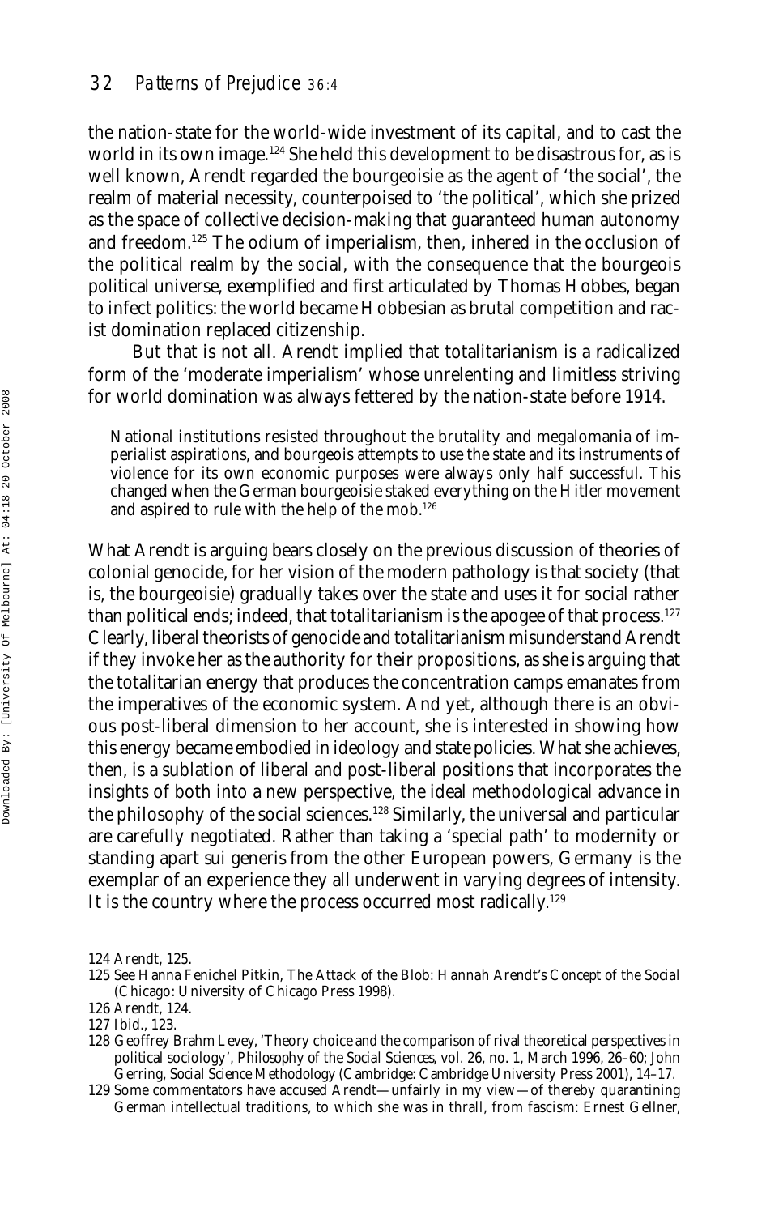the nation-state for the world-wide investment of its capital, and to cast the world in its own image.[124] She held this development to be disastrous for, as is well known, Arendt regarded the bourgeoisie as the agent of 'the social', the realm of material necessity, counterpoised to 'the political', which she prized as the space of collective decision-making that guaranteed human autonomy and freedom.[125] The odium of imperialism, then, inhered in the occlusion of the political realm by the social, with the consequence that the bourgeois political universe, exemplified and first articulated by Thomas Hobbes, began to infect politics: the world became Hobbesian as brutal competition and racist domination replaced citizenship.

But that is not all. Arendt implied that totalitarianism is a radicalized form of the 'moderate imperialism' whose unrelenting and limitless striving for world domination was always fettered by the nation-state before 1914.

> National institutions resisted throughout the brutality and megalomania of imperialist aspirations, and bourgeois attempts to use the state and its instruments of violence for its own economic purposes were always only half successful. This changed when the German bourgeoisie staked everything on the Hitler movement and aspired to rule with the help of the mob.[126]

What Arendt is arguing bears closely on the previous discussion of theories of colonial genocide, for her vision of the modern pathology is that society (that is, the bourgeoisie) gradually takes over the state and uses it for social rather than political ends; indeed, that totalitarianism is the apogee of that process.[127] Clearly, liberal theorists of genocide and totalitarianism misunderstand Arendt if they invoke her as the authority for their propositions, as she is arguing that the totalitarian energy that produces the concentration camps emanates from the imperatives of the economic system. And yet, although there is an obvious post-liberal dimension to her account, she is interested in showing how this energy became embodied in ideology and state policies. What she achieves, then, is a sublation of liberal and post-liberal positions that incorporates the insights of both into a new perspective, the ideal methodological advance in the philosophy of the social sciences.[128] Similarly, the universal and particular are carefully negotiated. Rather than taking a 'special path' to modernity or standing apart sui generis from the other European powers, Germany is the exemplar of an experience they all underwent in varying degrees of intensity. It is the country where the process occurred most radically.[129]

124 Arendt, 125.

125 See Hanna Fenichel Pitkin, *The Attack of the Blob: Hannah Arendt's Concept of the Social* (Chicago: University of Chicago Press 1998).

126 Arendt, 124.

127 Ibid., 123.

128 Geoffrey Brahm Levey, 'Theory choice and the comparison of rival theoretical perspectives in political sociology', *Philosophy of the Social Sciences*, vol. 26, no. 1, March 1996, 26–60; John Gerring, *Social Science Methodology* (Cambridge: Cambridge University Press 2001), 14–17.

129 Some commentators have accused Arendt—unfairly in my view—of thereby quarantining German intellectual traditions, to which she was in thrall, from fascism: Ernest Gellner,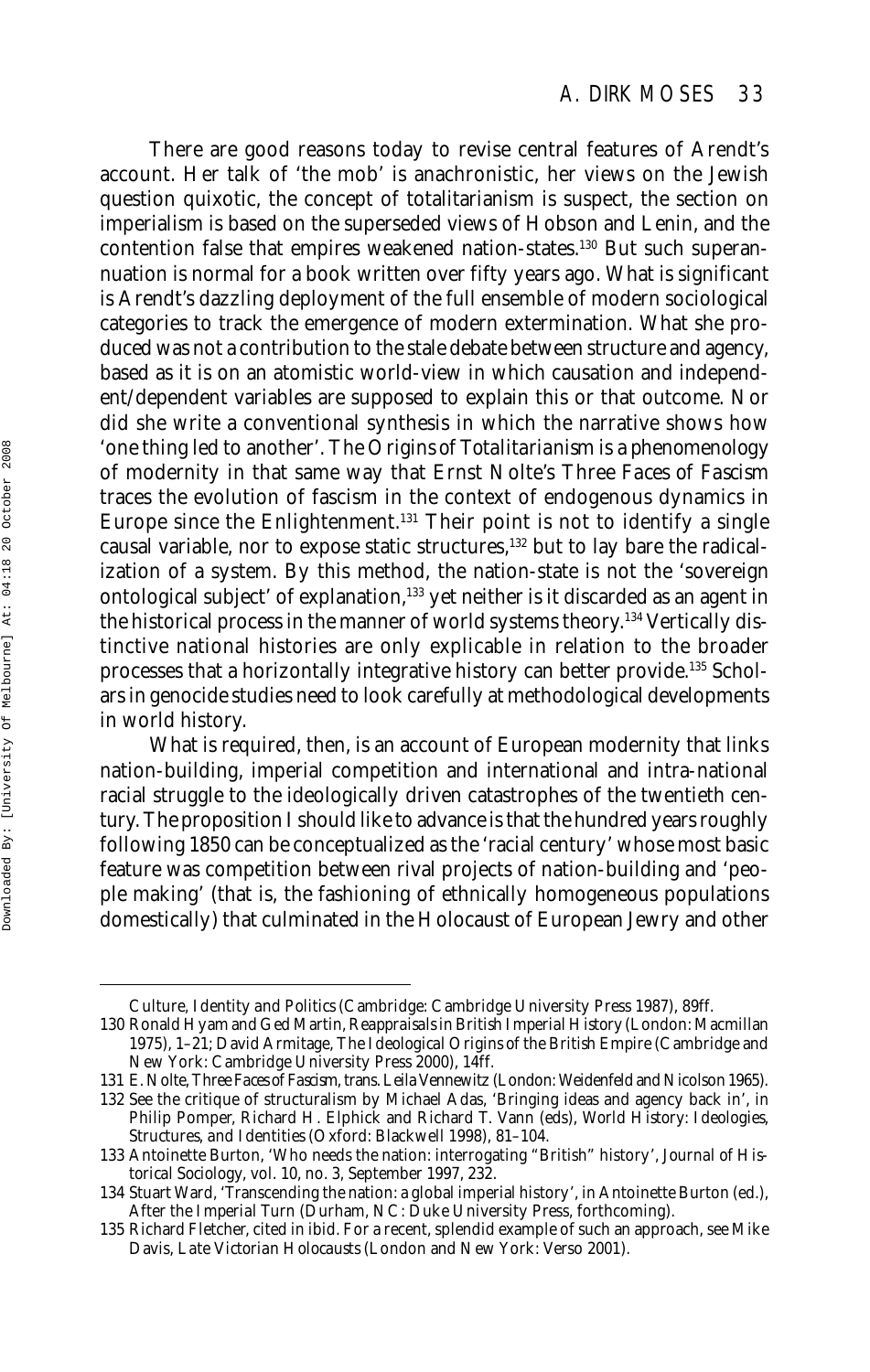There are good reasons today to revise central features of Arendt's account. Her talk of 'the mob' is anachronistic, her views on the Jewish question quixotic, the concept of totalitarianism is suspect, the section on imperialism is based on the superseded views of Hobson and Lenin, and the contention false that empires weakened nation-states.[130] But such superannuation is normal for a book written over fifty years ago. What is significant is Arendt's dazzling deployment of the full ensemble of modern sociological categories to track the emergence of modern extermination. What she produced was not a contribution to the stale debate between structure and agency, based as it is on an atomistic world-view in which causation and independent/dependent variables are supposed to explain this or that outcome. Nor did she write a conventional synthesis in which the narrative shows how 'one thing led to another'. *The Origins of Totalitarianism* is a phenomenology of modernity in that same way that Ernst Nolte's *Three Faces of Fascism* traces the evolution of fascism in the context of endogenous dynamics in Europe since the Enlightenment.[131] Their point is not to identify a single causal variable, nor to expose static structures,[132] but to lay bare the radicalization of a system. By this method, the nation-state is not the 'sovereign ontological subject' of explanation,[133] yet neither is it discarded as an agent in the historical process in the manner of world systems theory.[134] Vertically distinctive national histories are only explicable in relation to the broader processes that a horizontally integrative history can better provide.[135] Scholars in genocide studies need to look carefully at methodological developments in world history.

What is required, then, is an account of European modernity that links nation-building, imperial competition and international and intra-national racial struggle to the ideologically driven catastrophes of the twentieth century. The proposition I should like to advance is that the hundred years roughly following 1850 can be conceptualized as the 'racial century' whose most basic feature was competition between rival projects of nation-building and 'people making' (that is, the fashioning of ethnically homogeneous populations domestically) that culminated in the Holocaust of European Jewry and other

---

*Culture, Identity and Politics* (Cambridge: Cambridge University Press 1987), 89ff.

130 Ronald Hyam and Ged Martin, *Reappraisals in British Imperial History* (London: Macmillan 1975), 1–21; David Armitage, *The Ideological Origins of the British Empire* (Cambridge and New York: Cambridge University Press 2000), 14ff.

131 E. Nolte, *Three Faces of Fascism*, trans. Leila Vennewitz (London: Weidenfeld and Nicolson 1965).

132 See the critique of structuralism by Michael Adas, 'Bringing ideas and agency back in', in Philip Pomper, Richard H. Elphick and Richard T. Vann (eds), *World History: Ideologies, Structures, and Identities* (Oxford: Blackwell 1998), 81–104.

133 Antoinette Burton, 'Who needs the nation: interrogating "British" history', *Journal of Historical Sociology*, vol. 10, no. 3, September 1997, 232.

134 Stuart Ward, 'Transcending the nation: a global imperial history', in Antoinette Burton (ed.), *After the Imperial Turn* (Durham, NC: Duke University Press, forthcoming).

135 Richard Fletcher, cited in ibid. For a recent, splendid example of such an approach, see Mike Davis, *Late Victorian Holocausts* (London and New York: Verso 2001).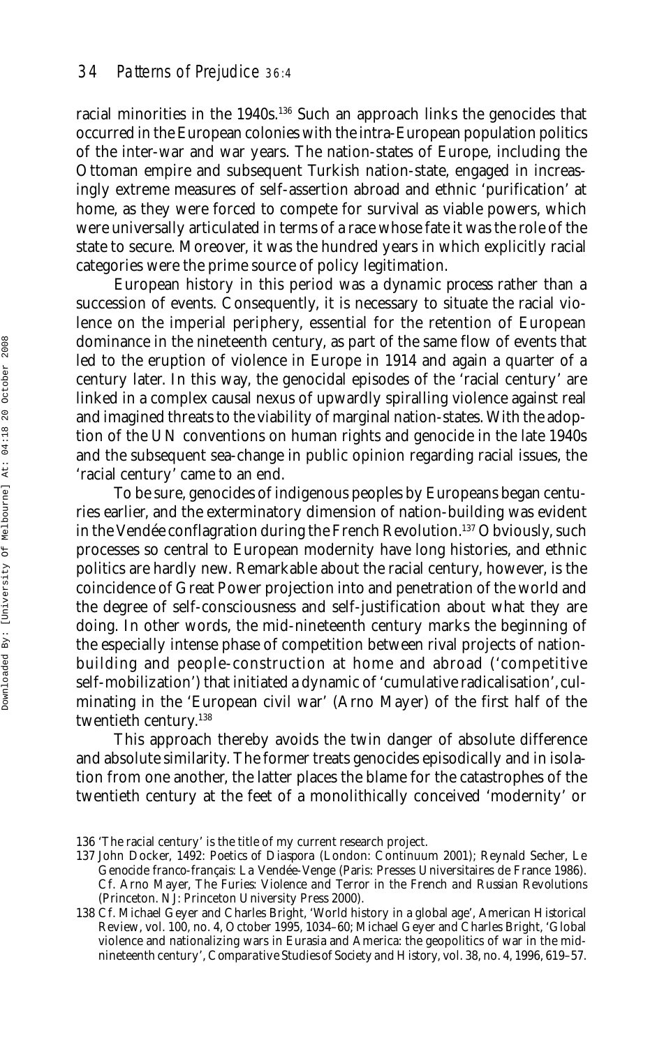racial minorities in the 1940s.[136] Such an approach links the genocides that occurred in the European colonies with the intra-European population politics of the inter-war and war years. The nation-states of Europe, including the Ottoman empire and subsequent Turkish nation-state, engaged in increasingly extreme measures of self-assertion abroad and ethnic 'purification' at home, as they were forced to compete for survival as viable powers, which were universally articulated in terms of a race whose fate it was the role of the state to secure. Moreover, it was the hundred years in which explicitly racial categories were the prime source of policy legitimation.

European history in this period was a dynamic process rather than a succession of events. Consequently, it is necessary to situate the racial violence on the imperial periphery, essential for the retention of European dominance in the nineteenth century, as part of the same flow of events that led to the eruption of violence in Europe in 1914 and again a quarter of a century later. In this way, the genocidal episodes of the 'racial century' are linked in a complex causal nexus of upwardly spiralling violence against real and imagined threats to the viability of marginal nation-states. With the adoption of the UN conventions on human rights and genocide in the late 1940s and the subsequent sea-change in public opinion regarding racial issues, the 'racial century' came to an end.

To be sure, genocides of indigenous peoples by Europeans began centuries earlier, and the exterminatory dimension of nation-building was evident in the Vendée conflagration during the French Revolution.[137] Obviously, such processes so central to European modernity have long histories, and ethnic politics are hardly new. Remarkable about the racial century, however, is the coincidence of Great Power projection into and penetration of the world and the degree of self-consciousness and self-justification about what they are doing. In other words, the mid-nineteenth century marks the beginning of the especially intense phase of competition between rival projects of nation-building and people-construction at home and abroad ('competitive self-mobilization') that initiated a dynamic of 'cumulative radicalisation', culminating in the 'European civil war' (Arno Mayer) of the first half of the twentieth century.[138]

This approach thereby avoids the twin danger of absolute difference and absolute similarity. The former treats genocides episodically and in isolation from one another, the latter places the blame for the catastrophes of the twentieth century at the feet of a monolithically conceived 'modernity' or

---

136 'The racial century' is the title of my current research project.

137 John Docker, *1492: Poetics of Diaspora* (London: Continuum 2001); Reynald Secher, *Le Genocide franco-français: La Vendée-Venge* (Paris: Presses Universitaires de France 1986). Cf. Arno Mayer, *The Furies: Violence and Terror in the French and Russian Revolutions* (Princeton. NJ: Princeton University Press 2000).

138 Cf. Michael Geyer and Charles Bright, 'World history in a global age', *American Historical Review*, vol. 100, no. 4, October 1995, 1034–60; Michael Geyer and Charles Bright, 'Global violence and nationalizing wars in Eurasia and America: the geopolitics of war in the mid-nineteenth century', *Comparative Studies of Society and History*, vol. 38, no. 4, 1996, 619–57.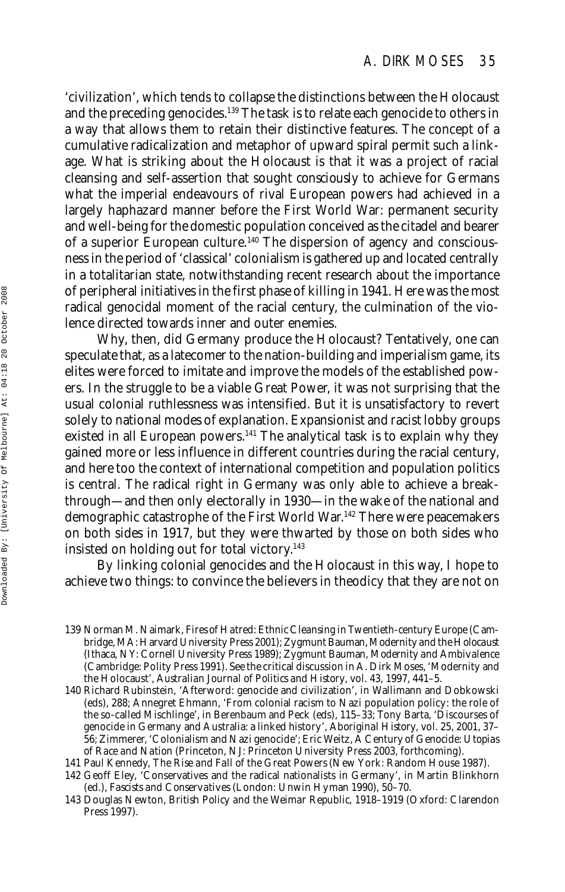'civilization', which tends to collapse the distinctions between the Holocaust and the preceding genocides.[139] The task is to relate each genocide to others in a way that allows them to retain their distinctive features. The concept of a cumulative radicalization and metaphor of upward spiral permit such a linkage. What is striking about the Holocaust is that it was a project of racial cleansing and self-assertion that sought consciously to achieve for Germans what the imperial endeavours of rival European powers had achieved in a largely haphazard manner before the First World War: permanent security and well-being for the domestic population conceived as the citadel and bearer of a superior European culture.[140] The dispersion of agency and consciousness in the period of 'classical' colonialism is gathered up and located centrally in a totalitarian state, notwithstanding recent research about the importance of peripheral initiatives in the first phase of killing in 1941. Here was the most radical genocidal moment of the racial century, the culmination of the violence directed towards inner and outer enemies.

Why, then, did Germany produce the Holocaust? Tentatively, one can speculate that, as a latecomer to the nation-building and imperialism game, its elites were forced to imitate and improve the models of the established powers. In the struggle to be a viable Great Power, it was not surprising that the usual colonial ruthlessness was intensified. But it is unsatisfactory to revert solely to national modes of explanation. Expansionist and racist lobby groups existed in all European powers.[141] The analytical task is to explain why they gained more or less influence in different countries during the racial century, and here too the context of international competition and population politics is central. The radical right in Germany was only able to achieve a breakthrough—and then only electorally in 1930—in the wake of the national and demographic catastrophe of the First World War.[142] There were peacemakers on both sides in 1917, but they were thwarted by those on both sides who insisted on holding out for total victory.[143]

By linking colonial genocides and the Holocaust in this way, I hope to achieve two things: to convince the believers in theodicy that they are not on

139 Norman M. Naimark, *Fires of Hatred: Ethnic Cleansing in Twentieth-century Europe* (Cambridge, MA: Harvard University Press 2001); Zygmunt Bauman, *Modernity and the Holocaust* (Ithaca, NY: Cornell University Press 1989); Zygmunt Bauman, *Modernity and Ambivalence* (Cambridge: Polity Press 1991). See the critical discussion in A. Dirk Moses, 'Modernity and the Holocaust', *Australian Journal of Politics and History*, vol. 43, 1997, 441–5.

140 Richard Rubinstein, 'Afterword: genocide and civilization', in Wallimann and Dobkowski (eds), 288; Annegret Ehmann, 'From colonial racism to Nazi population policy: the role of the so-called Mischlinge', in Berenbaum and Peck (eds), 115–33; Tony Barta, 'Discourses of genocide in Germany and Australia: a linked history', *Aboriginal History*, vol. 25, 2001, 37–56; Zimmerer, 'Colonialism and Nazi genocide'; Eric Weitz, *A Century of Genocide: Utopias of Race and Nation* (Princeton, NJ: Princeton University Press 2003, forthcoming).

141 Paul Kennedy, *The Rise and Fall of the Great Powers* (New York: Random House 1987).

142 Geoff Eley, 'Conservatives and the radical nationalists in Germany', in Martin Blinkhorn (ed.), *Fascists and Conservatives* (London: Unwin Hyman 1990), 50–70.

143 Douglas Newton, *British Policy and the Weimar Republic, 1918–1919* (Oxford: Clarendon Press 1997).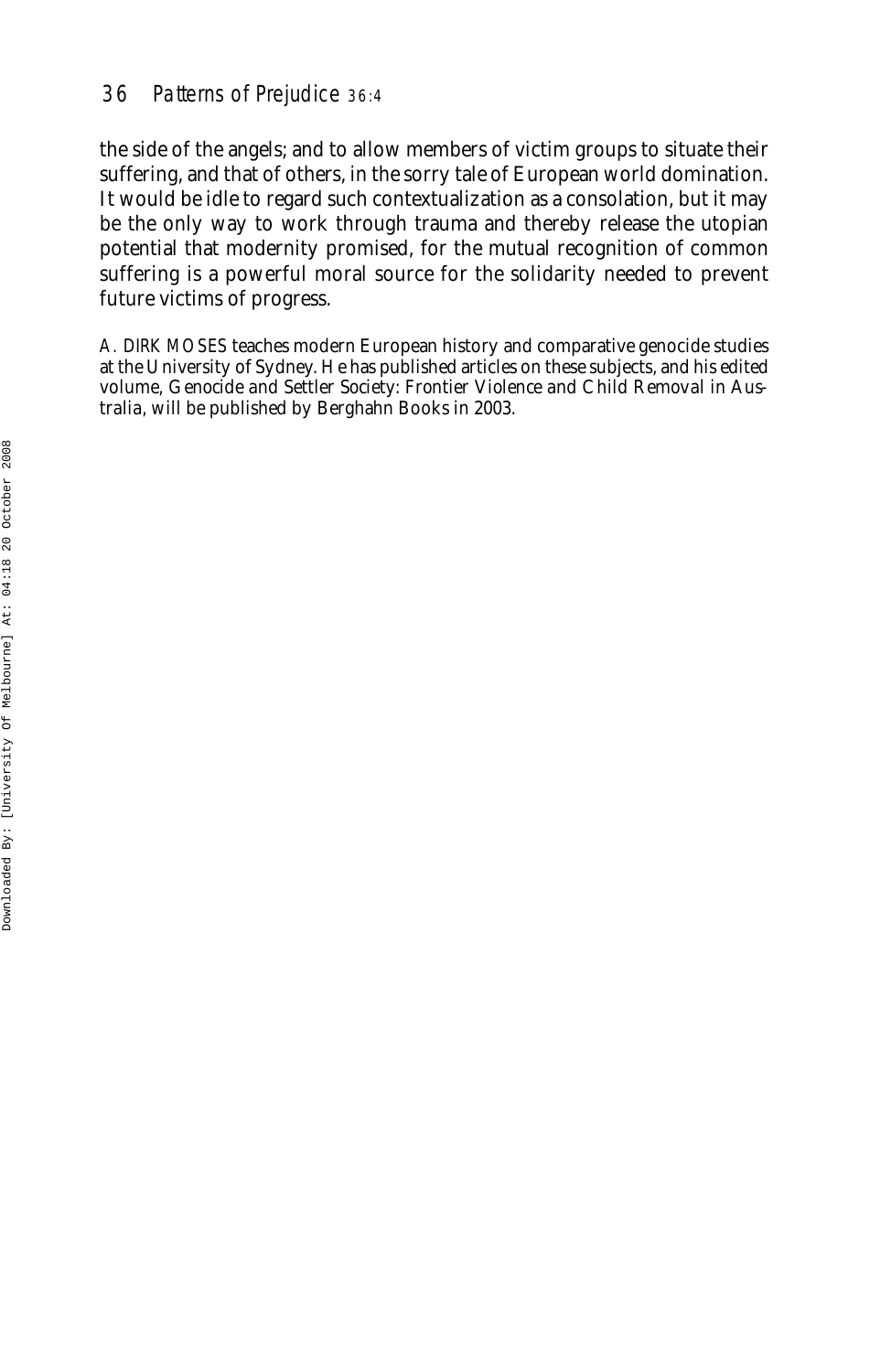the side of the angels; and to allow members of victim groups to situate their suffering, and that of others, in the sorry tale of European world domination. It would be idle to regard such contextualization as a consolation, but it may be the only way to work through trauma and thereby release the utopian potential that modernity promised, for the mutual recognition of common suffering is a powerful moral source for the solidarity needed to prevent future victims of progress.

A. DIRK MOSES teaches modern European history and comparative genocide studies at the University of Sydney. He has published articles on these subjects, and his edited volume, *Genocide and Settler Society: Frontier Violence and Child Removal in Australia*, will be published by Berghahn Books in 2003.